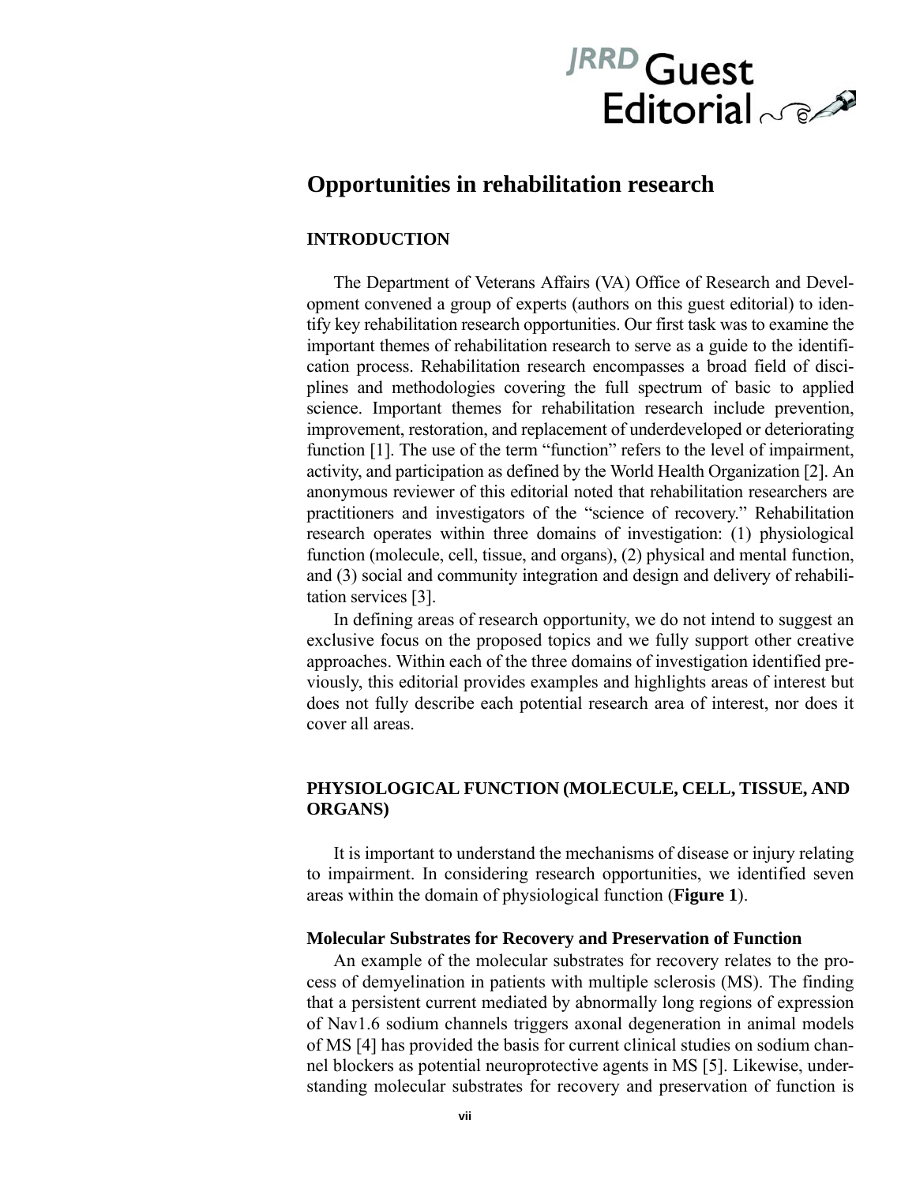JRRD Guest Editorial

# Opportunities in rehabilitation research

## INTRODUCTION

The Department of Veterans Affairs (VA) Office of Research and Development convened a group of experts (authors on this guest editorial) to identify key rehabilitation research opportunities. Our first task was to examine the important themes of rehabilitation research to serve as a guide to the identification process. Rehabilitation research encompasses a broad field of disciplines and methodologies covering the full spectrum of basic to applied science. Important themes for rehabilitation research include prevention, improvement, restoration, and replacement of underdeveloped or deteriorating function [1]. The use of the term "function" refers to the level of impairment, activity, and participation as defined by the World Health Organization [2]. An anonymous reviewer of this editorial noted that rehabilitation researchers are practitioners and investigators of the "science of recovery." Rehabilitation research operates within three domains of investigation: (1) physiological function (molecule, cell, tissue, and organs), (2) physical and mental function, and (3) social and community integration and design and delivery of rehabilitation services [3].

In defining areas of research opportunity, we do not intend to suggest an exclusive focus on the proposed topics and we fully support other creative approaches. Within each of the three domains of investigation identified previously, this editorial provides examples and highlights areas of interest but does not fully describe each potential research area of interest, nor does it cover all areas.

## PHYSIOLOGICAL FUNCTION (MOLECULE, CELL, TISSUE, AND ORGANS)

It is important to understand the mechanisms of disease or injury relating to impairment. In considering research opportunities, we identified seven areas within the domain of physiological function (**Figure 1**).

### Molecular Substrates for Recovery and Preservation of Function

An example of the molecular substrates for recovery relates to the process of demyelination in patients with multiple sclerosis (MS). The finding that a persistent current mediated by abnormally long regions of expression of Nav1.6 sodium channels triggers axonal degeneration in animal models of MS [4] has provided the basis for current clinical studies on sodium channel blockers as potential neuroprotective agents in MS [5]. Likewise, understanding molecular substrates for recovery and preservation of function is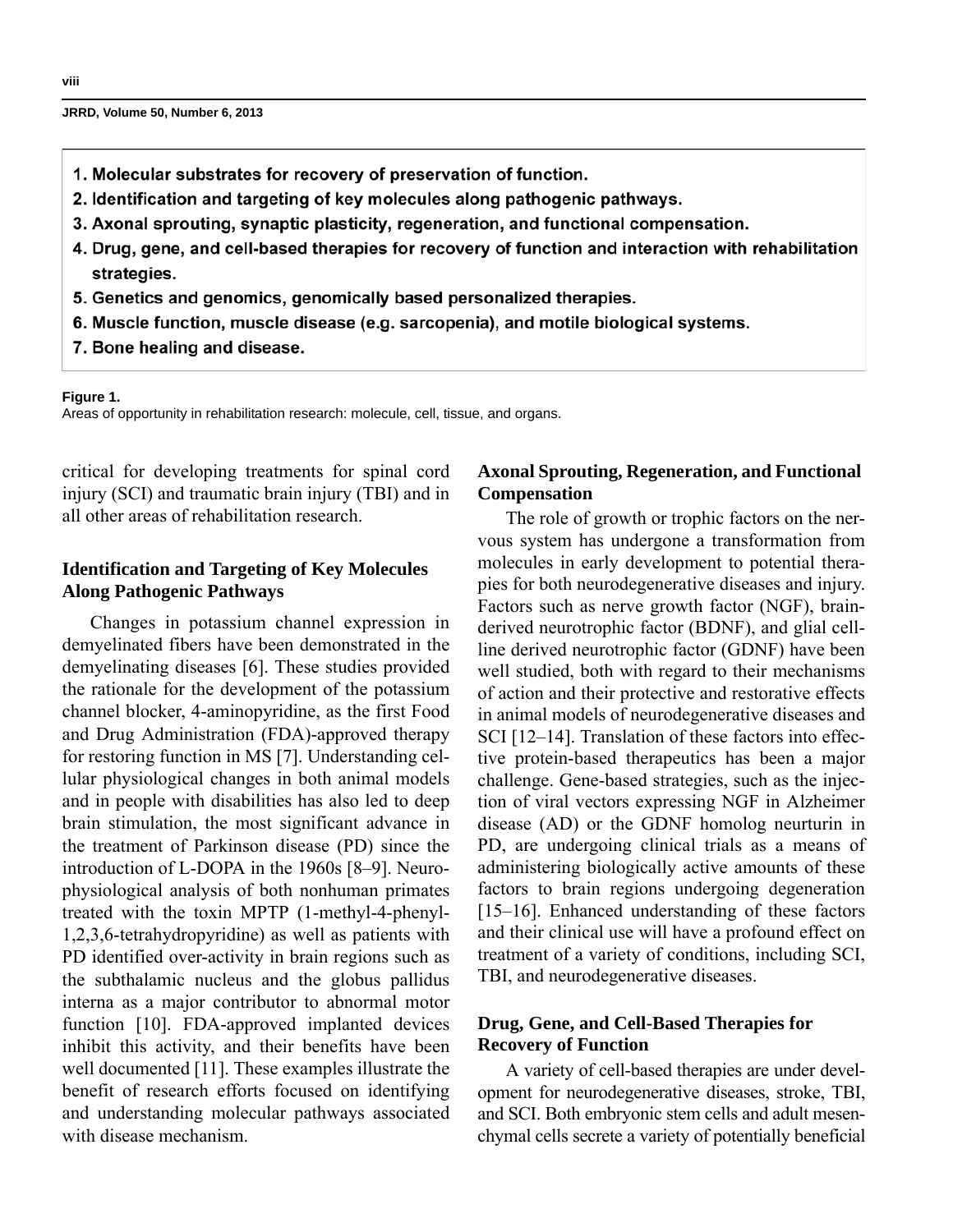1. Molecular substrates for recovery of preservation of function.
2. Identification and targeting of key molecules along pathogenic pathways.
3. Axonal sprouting, synaptic plasticity, regeneration, and functional compensation.
4. Drug, gene, and cell-based therapies for recovery of function and interaction with rehabilitation strategies.
5. Genetics and genomics, genomically based personalized therapies.
6. Muscle function, muscle disease (e.g. sarcopenia), and motile biological systems.
7. Bone healing and disease.

**Figure 1.**
Areas of opportunity in rehabilitation research: molecule, cell, tissue, and organs.

critical for developing treatments for spinal cord injury (SCI) and traumatic brain injury (TBI) and in all other areas of rehabilitation research.

## Identification and Targeting of Key Molecules Along Pathogenic Pathways

Changes in potassium channel expression in demyelinated fibers have been demonstrated in the demyelinating diseases [6]. These studies provided the rationale for the development of the potassium channel blocker, 4-aminopyridine, as the first Food and Drug Administration (FDA)-approved therapy for restoring function in MS [7]. Understanding cellular physiological changes in both animal models and in people with disabilities has also led to deep brain stimulation, the most significant advance in the treatment of Parkinson disease (PD) since the introduction of L-DOPA in the 1960s [8–9]. Neurophysiological analysis of both nonhuman primates treated with the toxin MPTP (1-methyl-4-phenyl-1,2,3,6-tetrahydropyridine) as well as patients with PD identified over-activity in brain regions such as the subthalamic nucleus and the globus pallidus interna as a major contributor to abnormal motor function [10]. FDA-approved implanted devices inhibit this activity, and their benefits have been well documented [11]. These examples illustrate the benefit of research efforts focused on identifying and understanding molecular pathways associated with disease mechanism.

## Axonal Sprouting, Regeneration, and Functional Compensation

The role of growth or trophic factors on the nervous system has undergone a transformation from molecules in early development to potential therapies for both neurodegenerative diseases and injury. Factors such as nerve growth factor (NGF), brain-derived neurotrophic factor (BDNF), and glial cell-line derived neurotrophic factor (GDNF) have been well studied, both with regard to their mechanisms of action and their protective and restorative effects in animal models of neurodegenerative diseases and SCI [12–14]. Translation of these factors into effective protein-based therapeutics has been a major challenge. Gene-based strategies, such as the injection of viral vectors expressing NGF in Alzheimer disease (AD) or the GDNF homolog neurturin in PD, are undergoing clinical trials as a means of administering biologically active amounts of these factors to brain regions undergoing degeneration [15–16]. Enhanced understanding of these factors and their clinical use will have a profound effect on treatment of a variety of conditions, including SCI, TBI, and neurodegenerative diseases.

## Drug, Gene, and Cell-Based Therapies for Recovery of Function

A variety of cell-based therapies are under development for neurodegenerative diseases, stroke, TBI, and SCI. Both embryonic stem cells and adult mesenchymal cells secrete a variety of potentially beneficial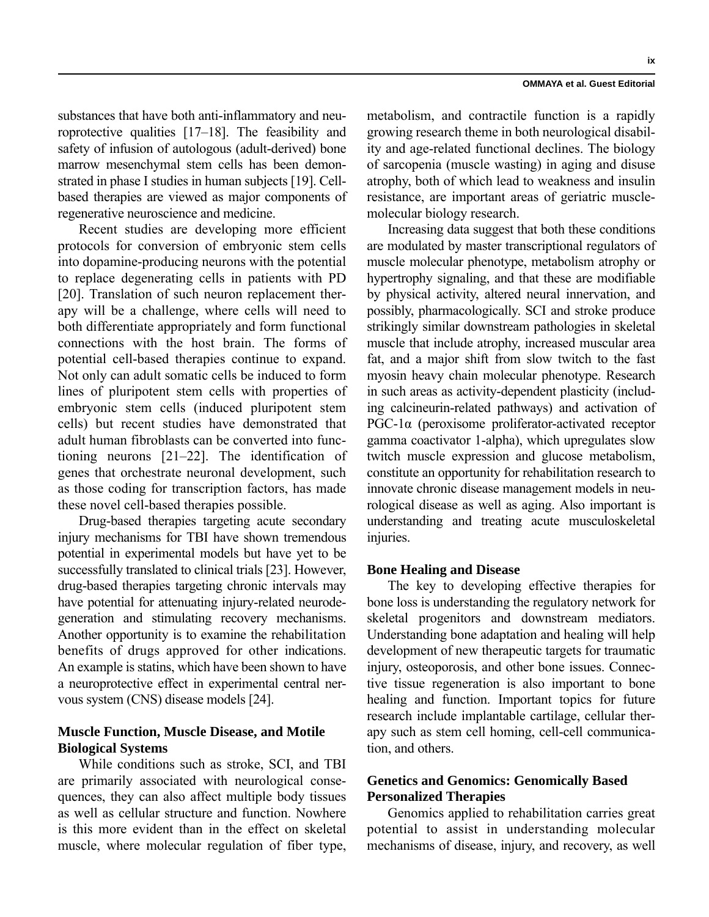substances that have both anti-inflammatory and neuroprotective qualities [17–18]. The feasibility and safety of infusion of autologous (adult-derived) bone marrow mesenchymal stem cells has been demonstrated in phase I studies in human subjects [19]. Cell-based therapies are viewed as major components of regenerative neuroscience and medicine.

Recent studies are developing more efficient protocols for conversion of embryonic stem cells into dopamine-producing neurons with the potential to replace degenerating cells in patients with PD [20]. Translation of such neuron replacement therapy will be a challenge, where cells will need to both differentiate appropriately and form functional connections with the host brain. The forms of potential cell-based therapies continue to expand. Not only can adult somatic cells be induced to form lines of pluripotent stem cells with properties of embryonic stem cells (induced pluripotent stem cells) but recent studies have demonstrated that adult human fibroblasts can be converted into functioning neurons [21–22]. The identification of genes that orchestrate neuronal development, such as those coding for transcription factors, has made these novel cell-based therapies possible.

Drug-based therapies targeting acute secondary injury mechanisms for TBI have shown tremendous potential in experimental models but have yet to be successfully translated to clinical trials [23]. However, drug-based therapies targeting chronic intervals may have potential for attenuating injury-related neurodegeneration and stimulating recovery mechanisms. Another opportunity is to examine the rehabilitation benefits of drugs approved for other indications. An example is statins, which have been shown to have a neuroprotective effect in experimental central nervous system (CNS) disease models [24].

### Muscle Function, Muscle Disease, and Motile Biological Systems

While conditions such as stroke, SCI, and TBI are primarily associated with neurological consequences, they can also affect multiple body tissues as well as cellular structure and function. Nowhere is this more evident than in the effect on skeletal muscle, where molecular regulation of fiber type, metabolism, and contractile function is a rapidly growing research theme in both neurological disability and age-related functional declines. The biology of sarcopenia (muscle wasting) in aging and disuse atrophy, both of which lead to weakness and insulin resistance, are important areas of geriatric muscle-molecular biology research.

Increasing data suggest that both these conditions are modulated by master transcriptional regulators of muscle molecular phenotype, metabolism atrophy or hypertrophy signaling, and that these are modifiable by physical activity, altered neural innervation, and possibly, pharmacologically. SCI and stroke produce strikingly similar downstream pathologies in skeletal muscle that include atrophy, increased muscular area fat, and a major shift from slow twitch to the fast myosin heavy chain molecular phenotype. Research in such areas as activity-dependent plasticity (including calcineurin-related pathways) and activation of PGC-1α (peroxisome proliferator-activated receptor gamma coactivator 1-alpha), which upregulates slow twitch muscle expression and glucose metabolism, constitute an opportunity for rehabilitation research to innovate chronic disease management models in neurological disease as well as aging. Also important is understanding and treating acute musculoskeletal injuries.

### Bone Healing and Disease

The key to developing effective therapies for bone loss is understanding the regulatory network for skeletal progenitors and downstream mediators. Understanding bone adaptation and healing will help development of new therapeutic targets for traumatic injury, osteoporosis, and other bone issues. Connective tissue regeneration is also important to bone healing and function. Important topics for future research include implantable cartilage, cellular therapy such as stem cell homing, cell-cell communication, and others.

### Genetics and Genomics: Genomically Based Personalized Therapies

Genomics applied to rehabilitation carries great potential to assist in understanding molecular mechanisms of disease, injury, and recovery, as well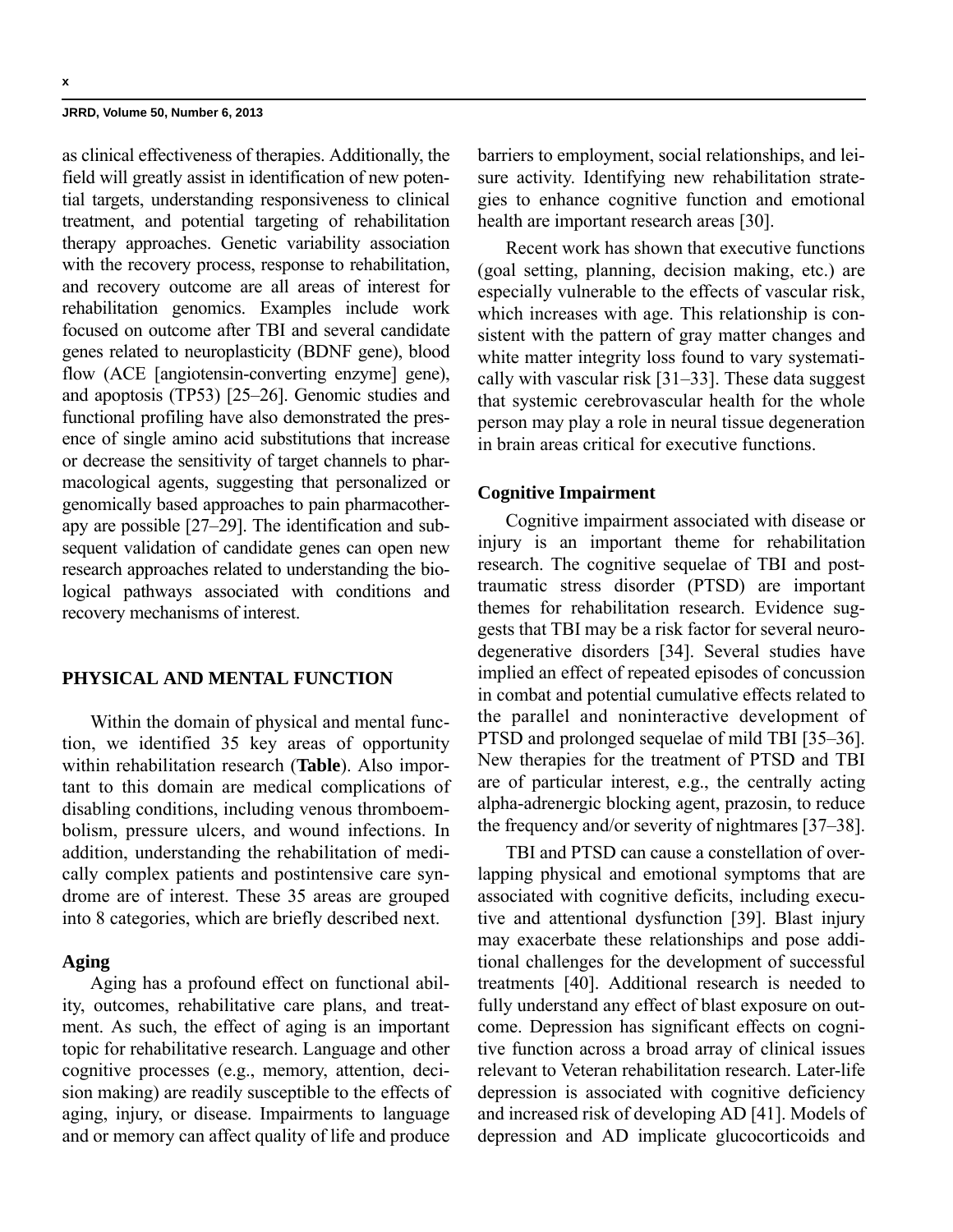as clinical effectiveness of therapies. Additionally, the field will greatly assist in identification of new potential targets, understanding responsiveness to clinical treatment, and potential targeting of rehabilitation therapy approaches. Genetic variability association with the recovery process, response to rehabilitation, and recovery outcome are all areas of interest for rehabilitation genomics. Examples include work focused on outcome after TBI and several candidate genes related to neuroplasticity (BDNF gene), blood flow (ACE [angiotensin-converting enzyme] gene), and apoptosis (TP53) [25–26]. Genomic studies and functional profiling have also demonstrated the presence of single amino acid substitutions that increase or decrease the sensitivity of target channels to pharmacological agents, suggesting that personalized or genomically based approaches to pain pharmacotherapy are possible [27–29]. The identification and subsequent validation of candidate genes can open new research approaches related to understanding the biological pathways associated with conditions and recovery mechanisms of interest.

## PHYSICAL AND MENTAL FUNCTION

Within the domain of physical and mental function, we identified 35 key areas of opportunity within rehabilitation research (**Table**). Also important to this domain are medical complications of disabling conditions, including venous thromboembolism, pressure ulcers, and wound infections. In addition, understanding the rehabilitation of medically complex patients and postintensive care syndrome are of interest. These 35 areas are grouped into 8 categories, which are briefly described next.

### Aging

Aging has a profound effect on functional ability, outcomes, rehabilitative care plans, and treatment. As such, the effect of aging is an important topic for rehabilitative research. Language and other cognitive processes (e.g., memory, attention, decision making) are readily susceptible to the effects of aging, injury, or disease. Impairments to language and or memory can affect quality of life and produce barriers to employment, social relationships, and leisure activity. Identifying new rehabilitation strategies to enhance cognitive function and emotional health are important research areas [30].

Recent work has shown that executive functions (goal setting, planning, decision making, etc.) are especially vulnerable to the effects of vascular risk, which increases with age. This relationship is consistent with the pattern of gray matter changes and white matter integrity loss found to vary systematically with vascular risk [31–33]. These data suggest that systemic cerebrovascular health for the whole person may play a role in neural tissue degeneration in brain areas critical for executive functions.

### Cognitive Impairment

Cognitive impairment associated with disease or injury is an important theme for rehabilitation research. The cognitive sequelae of TBI and posttraumatic stress disorder (PTSD) are important themes for rehabilitation research. Evidence suggests that TBI may be a risk factor for several neurodegenerative disorders [34]. Several studies have implied an effect of repeated episodes of concussion in combat and potential cumulative effects related to the parallel and noninteractive development of PTSD and prolonged sequelae of mild TBI [35–36]. New therapies for the treatment of PTSD and TBI are of particular interest, e.g., the centrally acting alpha-adrenergic blocking agent, prazosin, to reduce the frequency and/or severity of nightmares [37–38].

TBI and PTSD can cause a constellation of overlapping physical and emotional symptoms that are associated with cognitive deficits, including executive and attentional dysfunction [39]. Blast injury may exacerbate these relationships and pose additional challenges for the development of successful treatments [40]. Additional research is needed to fully understand any effect of blast exposure on outcome. Depression has significant effects on cognitive function across a broad array of clinical issues relevant to Veteran rehabilitation research. Later-life depression is associated with cognitive deficiency and increased risk of developing AD [41]. Models of depression and AD implicate glucocorticoids and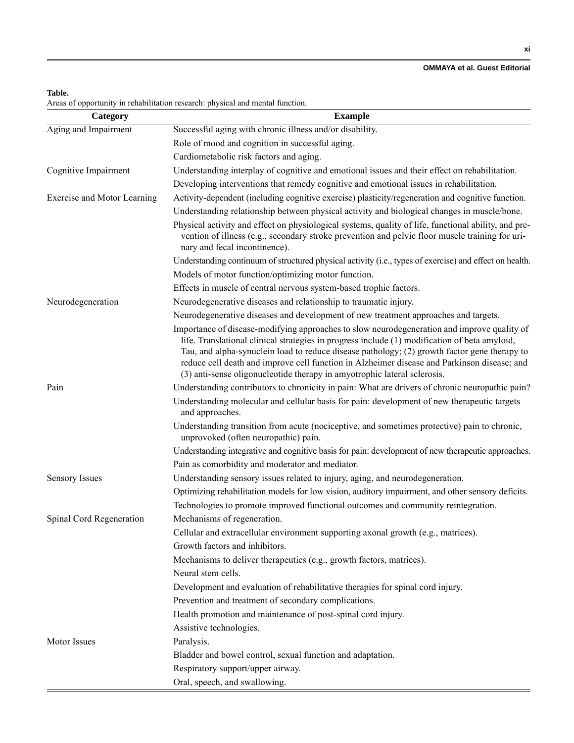**Table.**
Areas of opportunity in rehabilitation research: physical and mental function.

| Category | Example |
|---|---|
| Aging and Impairment | Successful aging with chronic illness and/or disability. |
| | Role of mood and cognition in successful aging. |
| | Cardiometabolic risk factors and aging. |
| Cognitive Impairment | Understanding interplay of cognitive and emotional issues and their effect on rehabilitation. |
| | Developing interventions that remedy cognitive and emotional issues in rehabilitation. |
| Exercise and Motor Learning | Activity-dependent (including cognitive exercise) plasticity/regeneration and cognitive function. |
| | Understanding relationship between physical activity and biological changes in muscle/bone. |
| | Physical activity and effect on physiological systems, quality of life, functional ability, and prevention of illness (e.g., secondary stroke prevention and pelvic floor muscle training for urinary and fecal incontinence). |
| | Understanding continuum of structured physical activity (i.e., types of exercise) and effect on health. |
| | Models of motor function/optimizing motor function. |
| | Effects in muscle of central nervous system-based trophic factors. |
| Neurodegeneration | Neurodegenerative diseases and relationship to traumatic injury. |
| | Neurodegenerative diseases and development of new treatment approaches and targets. |
| | Importance of disease-modifying approaches to slow neurodegeneration and improve quality of life. Translational clinical strategies in progress include (1) modification of beta amyloid, Tau, and alpha-synuclein load to reduce disease pathology; (2) growth factor gene therapy to reduce cell death and improve cell function in Alzheimer disease and Parkinson disease; and (3) anti-sense oligonucleotide therapy in amyotrophic lateral sclerosis. |
| Pain | Understanding contributors to chronicity in pain: What are drivers of chronic neuropathic pain? |
| | Understanding molecular and cellular basis for pain: development of new therapeutic targets and approaches. |
| | Understanding transition from acute (nociceptive, and sometimes protective) pain to chronic, unprovoked (often neuropathic) pain. |
| | Understanding integrative and cognitive basis for pain: development of new therapeutic approaches. |
| | Pain as comorbidity and moderator and mediator. |
| Sensory Issues | Understanding sensory issues related to injury, aging, and neurodegeneration. |
| | Optimizing rehabilitation models for low vision, auditory impairment, and other sensory deficits. |
| | Technologies to promote improved functional outcomes and community reintegration. |
| Spinal Cord Regeneration | Mechanisms of regeneration. |
| | Cellular and extracellular environment supporting axonal growth (e.g., matrices). |
| | Growth factors and inhibitors. |
| | Mechanisms to deliver therapeutics (e.g., growth factors, matrices). |
| | Neural stem cells. |
| | Development and evaluation of rehabilitative therapies for spinal cord injury. |
| | Prevention and treatment of secondary complications. |
| | Health promotion and maintenance of post-spinal cord injury. |
| | Assistive technologies. |
| Motor Issues | Paralysis. |
| | Bladder and bowel control, sexual function and adaptation. |
| | Respiratory support/upper airway. |
| | Oral, speech, and swallowing. |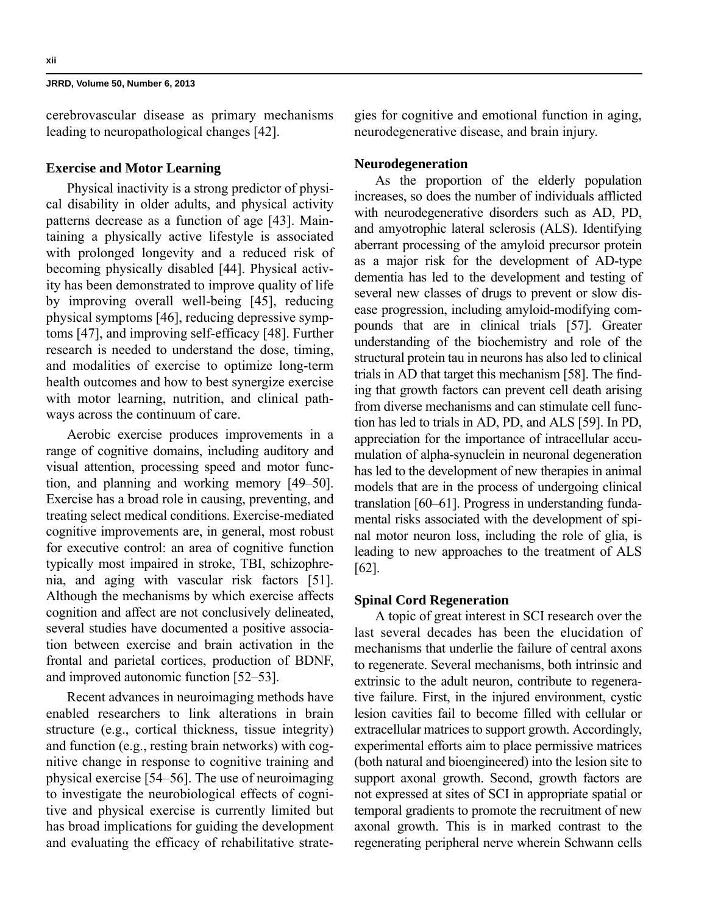cerebrovascular disease as primary mechanisms leading to neuropathological changes [42].

### Exercise and Motor Learning

Physical inactivity is a strong predictor of physical disability in older adults, and physical activity patterns decrease as a function of age [43]. Maintaining a physically active lifestyle is associated with prolonged longevity and a reduced risk of becoming physically disabled [44]. Physical activity has been demonstrated to improve quality of life by improving overall well-being [45], reducing physical symptoms [46], reducing depressive symptoms [47], and improving self-efficacy [48]. Further research is needed to understand the dose, timing, and modalities of exercise to optimize long-term health outcomes and how to best synergize exercise with motor learning, nutrition, and clinical pathways across the continuum of care.

Aerobic exercise produces improvements in a range of cognitive domains, including auditory and visual attention, processing speed and motor function, and planning and working memory [49–50]. Exercise has a broad role in causing, preventing, and treating select medical conditions. Exercise-mediated cognitive improvements are, in general, most robust for executive control: an area of cognitive function typically most impaired in stroke, TBI, schizophrenia, and aging with vascular risk factors [51]. Although the mechanisms by which exercise affects cognition and affect are not conclusively delineated, several studies have documented a positive association between exercise and brain activation in the frontal and parietal cortices, production of BDNF, and improved autonomic function [52–53].

Recent advances in neuroimaging methods have enabled researchers to link alterations in brain structure (e.g., cortical thickness, tissue integrity) and function (e.g., resting brain networks) with cognitive change in response to cognitive training and physical exercise [54–56]. The use of neuroimaging to investigate the neurobiological effects of cognitive and physical exercise is currently limited but has broad implications for guiding the development and evaluating the efficacy of rehabilitative strategies for cognitive and emotional function in aging, neurodegenerative disease, and brain injury.

### Neurodegeneration

As the proportion of the elderly population increases, so does the number of individuals afflicted with neurodegenerative disorders such as AD, PD, and amyotrophic lateral sclerosis (ALS). Identifying aberrant processing of the amyloid precursor protein as a major risk for the development of AD-type dementia has led to the development and testing of several new classes of drugs to prevent or slow disease progression, including amyloid-modifying compounds that are in clinical trials [57]. Greater understanding of the biochemistry and role of the structural protein tau in neurons has also led to clinical trials in AD that target this mechanism [58]. The finding that growth factors can prevent cell death arising from diverse mechanisms and can stimulate cell function has led to trials in AD, PD, and ALS [59]. In PD, appreciation for the importance of intracellular accumulation of alpha-synuclein in neuronal degeneration has led to the development of new therapies in animal models that are in the process of undergoing clinical translation [60–61]. Progress in understanding fundamental risks associated with the development of spinal motor neuron loss, including the role of glia, is leading to new approaches to the treatment of ALS [62].

### Spinal Cord Regeneration

A topic of great interest in SCI research over the last several decades has been the elucidation of mechanisms that underlie the failure of central axons to regenerate. Several mechanisms, both intrinsic and extrinsic to the adult neuron, contribute to regenerative failure. First, in the injured environment, cystic lesion cavities fail to become filled with cellular or extracellular matrices to support growth. Accordingly, experimental efforts aim to place permissive matrices (both natural and bioengineered) into the lesion site to support axonal growth. Second, growth factors are not expressed at sites of SCI in appropriate spatial or temporal gradients to promote the recruitment of new axonal growth. This is in marked contrast to the regenerating peripheral nerve wherein Schwann cells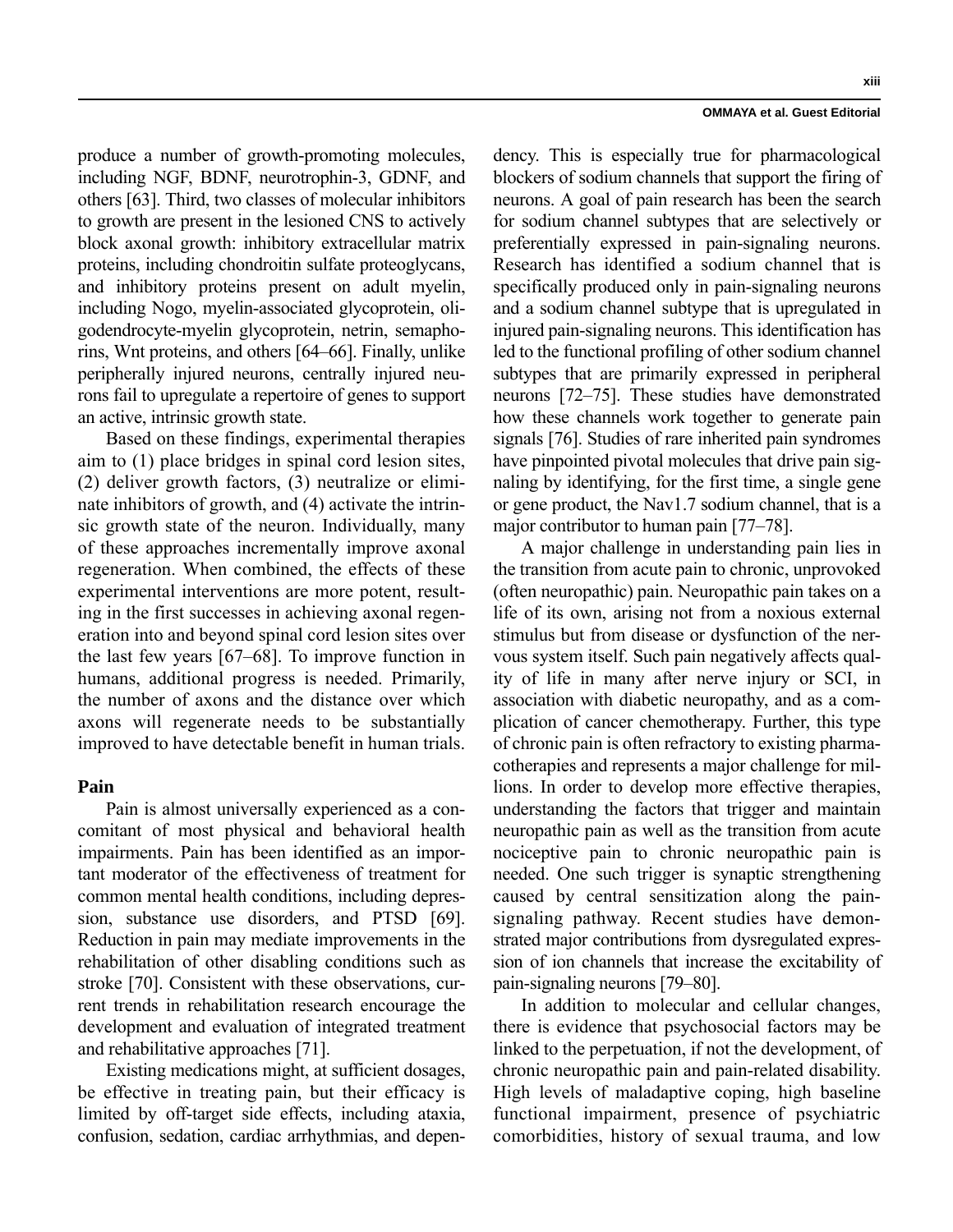produce a number of growth-promoting molecules, including NGF, BDNF, neurotrophin-3, GDNF, and others [63]. Third, two classes of molecular inhibitors to growth are present in the lesioned CNS to actively block axonal growth: inhibitory extracellular matrix proteins, including chondroitin sulfate proteoglycans, and inhibitory proteins present on adult myelin, including Nogo, myelin-associated glycoprotein, oligodendrocyte-myelin glycoprotein, netrin, semaphorins, Wnt proteins, and others [64–66]. Finally, unlike peripherally injured neurons, centrally injured neurons fail to upregulate a repertoire of genes to support an active, intrinsic growth state.

Based on these findings, experimental therapies aim to (1) place bridges in spinal cord lesion sites, (2) deliver growth factors, (3) neutralize or eliminate inhibitors of growth, and (4) activate the intrinsic growth state of the neuron. Individually, many of these approaches incrementally improve axonal regeneration. When combined, the effects of these experimental interventions are more potent, resulting in the first successes in achieving axonal regeneration into and beyond spinal cord lesion sites over the last few years [67–68]. To improve function in humans, additional progress is needed. Primarily, the number of axons and the distance over which axons will regenerate needs to be substantially improved to have detectable benefit in human trials.

## Pain

Pain is almost universally experienced as a concomitant of most physical and behavioral health impairments. Pain has been identified as an important moderator of the effectiveness of treatment for common mental health conditions, including depression, substance use disorders, and PTSD [69]. Reduction in pain may mediate improvements in the rehabilitation of other disabling conditions such as stroke [70]. Consistent with these observations, current trends in rehabilitation research encourage the development and evaluation of integrated treatment and rehabilitative approaches [71].

Existing medications might, at sufficient dosages, be effective in treating pain, but their efficacy is limited by off-target side effects, including ataxia, confusion, sedation, cardiac arrhythmias, and dependency. This is especially true for pharmacological blockers of sodium channels that support the firing of neurons. A goal of pain research has been the search for sodium channel subtypes that are selectively or preferentially expressed in pain-signaling neurons. Research has identified a sodium channel that is specifically produced only in pain-signaling neurons and a sodium channel subtype that is upregulated in injured pain-signaling neurons. This identification has led to the functional profiling of other sodium channel subtypes that are primarily expressed in peripheral neurons [72–75]. These studies have demonstrated how these channels work together to generate pain signals [76]. Studies of rare inherited pain syndromes have pinpointed pivotal molecules that drive pain signaling by identifying, for the first time, a single gene or gene product, the Nav1.7 sodium channel, that is a major contributor to human pain [77–78].

A major challenge in understanding pain lies in the transition from acute pain to chronic, unprovoked (often neuropathic) pain. Neuropathic pain takes on a life of its own, arising not from a noxious external stimulus but from disease or dysfunction of the nervous system itself. Such pain negatively affects quality of life in many after nerve injury or SCI, in association with diabetic neuropathy, and as a complication of cancer chemotherapy. Further, this type of chronic pain is often refractory to existing pharmacotherapies and represents a major challenge for millions. In order to develop more effective therapies, understanding the factors that trigger and maintain neuropathic pain as well as the transition from acute nociceptive pain to chronic neuropathic pain is needed. One such trigger is synaptic strengthening caused by central sensitization along the pain-signaling pathway. Recent studies have demonstrated major contributions from dysregulated expression of ion channels that increase the excitability of pain-signaling neurons [79–80].

In addition to molecular and cellular changes, there is evidence that psychosocial factors may be linked to the perpetuation, if not the development, of chronic neuropathic pain and pain-related disability. High levels of maladaptive coping, high baseline functional impairment, presence of psychiatric comorbidities, history of sexual trauma, and low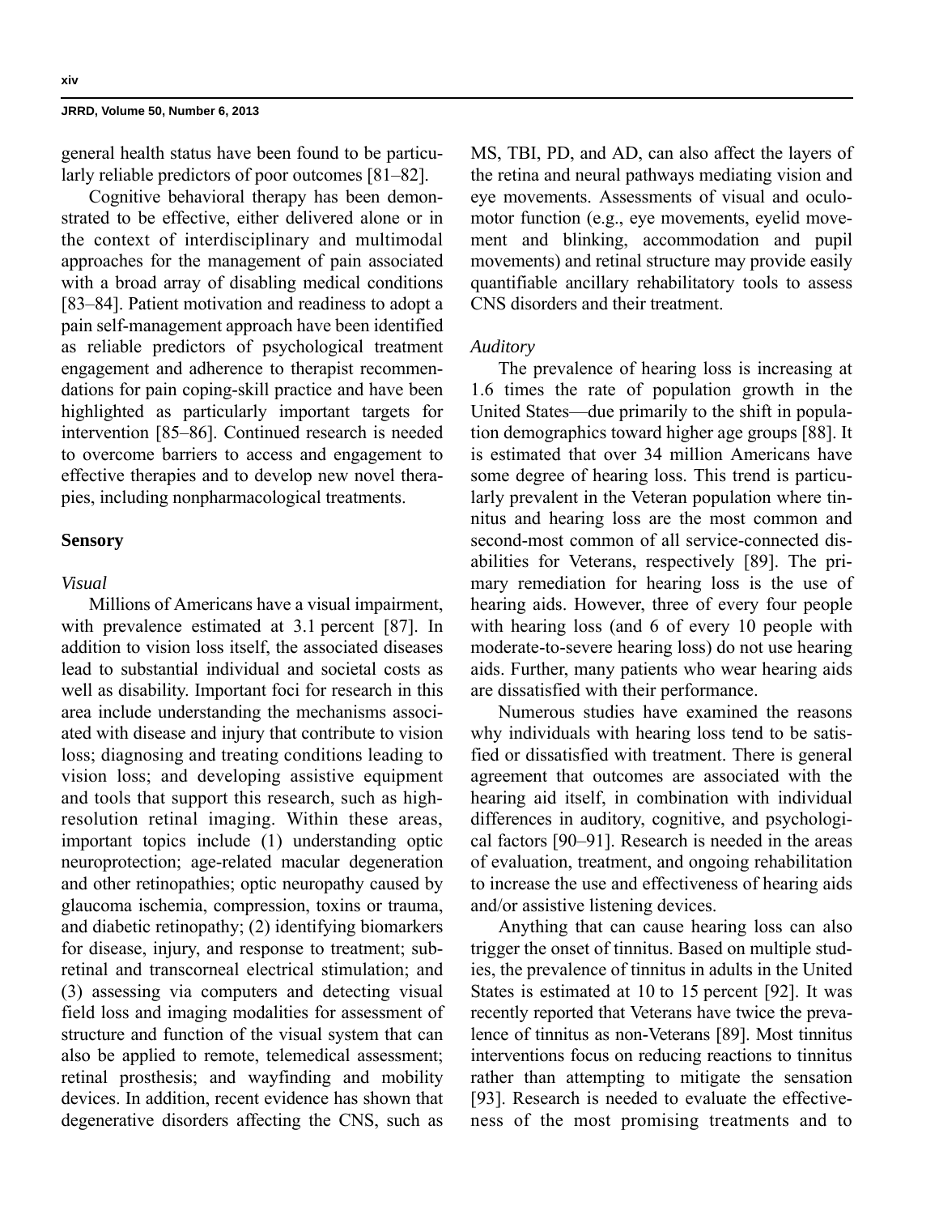general health status have been found to be particularly reliable predictors of poor outcomes [81–82].

Cognitive behavioral therapy has been demonstrated to be effective, either delivered alone or in the context of interdisciplinary and multimodal approaches for the management of pain associated with a broad array of disabling medical conditions [83–84]. Patient motivation and readiness to adopt a pain self-management approach have been identified as reliable predictors of psychological treatment engagement and adherence to therapist recommendations for pain coping-skill practice and have been highlighted as particularly important targets for intervention [85–86]. Continued research is needed to overcome barriers to access and engagement to effective therapies and to develop new novel therapies, including nonpharmacological treatments.

## Sensory

### *Visual*

Millions of Americans have a visual impairment, with prevalence estimated at 3.1 percent [87]. In addition to vision loss itself, the associated diseases lead to substantial individual and societal costs as well as disability. Important foci for research in this area include understanding the mechanisms associated with disease and injury that contribute to vision loss; diagnosing and treating conditions leading to vision loss; and developing assistive equipment and tools that support this research, such as high-resolution retinal imaging. Within these areas, important topics include (1) understanding optic neuroprotection; age-related macular degeneration and other retinopathies; optic neuropathy caused by glaucoma ischemia, compression, toxins or trauma, and diabetic retinopathy; (2) identifying biomarkers for disease, injury, and response to treatment; subretinal and transcorneal electrical stimulation; and (3) assessing via computers and detecting visual field loss and imaging modalities for assessment of structure and function of the visual system that can also be applied to remote, telemedical assessment; retinal prosthesis; and wayfinding and mobility devices. In addition, recent evidence has shown that degenerative disorders affecting the CNS, such as MS, TBI, PD, and AD, can also affect the layers of the retina and neural pathways mediating vision and eye movements. Assessments of visual and oculomotor function (e.g., eye movements, eyelid movement and blinking, accommodation and pupil movements) and retinal structure may provide easily quantifiable ancillary rehabilitatory tools to assess CNS disorders and their treatment.

### *Auditory*

The prevalence of hearing loss is increasing at 1.6 times the rate of population growth in the United States—due primarily to the shift in population demographics toward higher age groups [88]. It is estimated that over 34 million Americans have some degree of hearing loss. This trend is particularly prevalent in the Veteran population where tinnitus and hearing loss are the most common and second-most common of all service-connected disabilities for Veterans, respectively [89]. The primary remediation for hearing loss is the use of hearing aids. However, three of every four people with hearing loss (and 6 of every 10 people with moderate-to-severe hearing loss) do not use hearing aids. Further, many patients who wear hearing aids are dissatisfied with their performance.

Numerous studies have examined the reasons why individuals with hearing loss tend to be satisfied or dissatisfied with treatment. There is general agreement that outcomes are associated with the hearing aid itself, in combination with individual differences in auditory, cognitive, and psychological factors [90–91]. Research is needed in the areas of evaluation, treatment, and ongoing rehabilitation to increase the use and effectiveness of hearing aids and/or assistive listening devices.

Anything that can cause hearing loss can also trigger the onset of tinnitus. Based on multiple studies, the prevalence of tinnitus in adults in the United States is estimated at 10 to 15 percent [92]. It was recently reported that Veterans have twice the prevalence of tinnitus as non-Veterans [89]. Most tinnitus interventions focus on reducing reactions to tinnitus rather than attempting to mitigate the sensation [93]. Research is needed to evaluate the effectiveness of the most promising treatments and to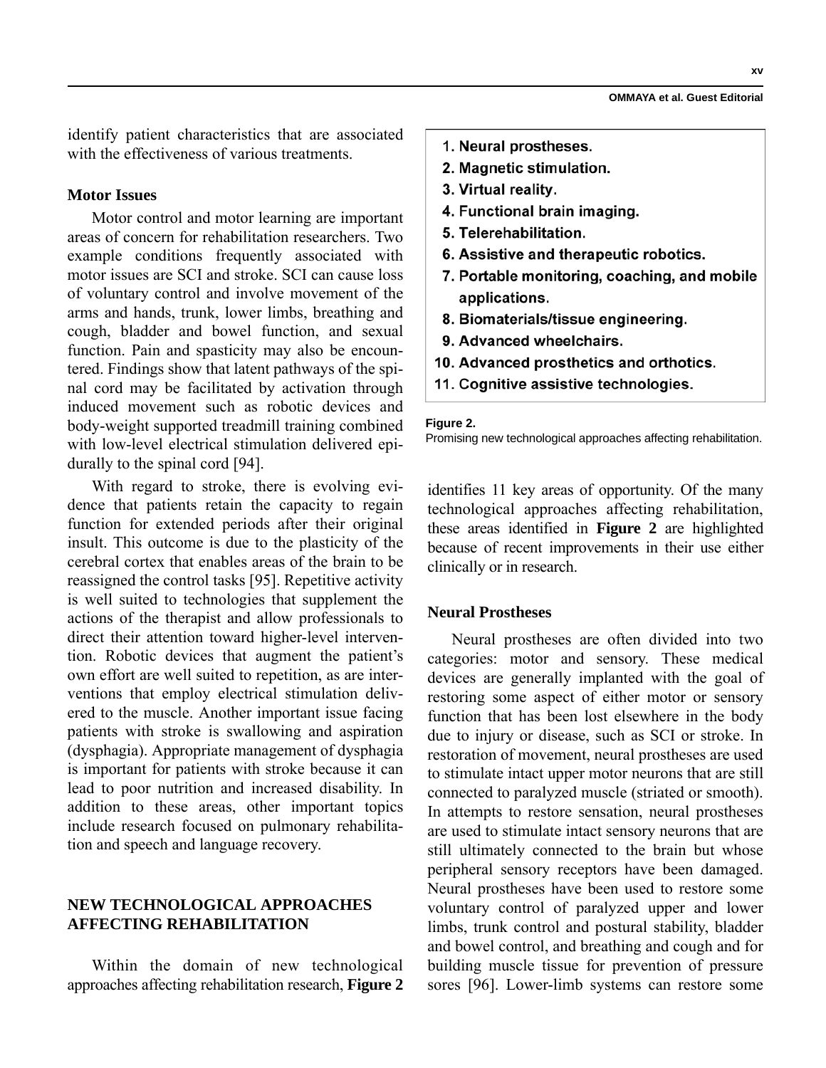identify patient characteristics that are associated with the effectiveness of various treatments.

### Motor Issues

Motor control and motor learning are important areas of concern for rehabilitation researchers. Two example conditions frequently associated with motor issues are SCI and stroke. SCI can cause loss of voluntary control and involve movement of the arms and hands, trunk, lower limbs, breathing and cough, bladder and bowel function, and sexual function. Pain and spasticity may also be encountered. Findings show that latent pathways of the spinal cord may be facilitated by activation through induced movement such as robotic devices and body-weight supported treadmill training combined with low-level electrical stimulation delivered epidurally to the spinal cord [94].

With regard to stroke, there is evolving evidence that patients retain the capacity to regain function for extended periods after their original insult. This outcome is due to the plasticity of the cerebral cortex that enables areas of the brain to be reassigned the control tasks [95]. Repetitive activity is well suited to technologies that supplement the actions of the therapist and allow professionals to direct their attention toward higher-level intervention. Robotic devices that augment the patient's own effort are well suited to repetition, as are interventions that employ electrical stimulation delivered to the muscle. Another important issue facing patients with stroke is swallowing and aspiration (dysphagia). Appropriate management of dysphagia is important for patients with stroke because it can lead to poor nutrition and increased disability. In addition to these areas, other important topics include research focused on pulmonary rehabilitation and speech and language recovery.

## NEW TECHNOLOGICAL APPROACHES AFFECTING REHABILITATION

Within the domain of new technological approaches affecting rehabilitation research, **Figure 2** identifies 11 key areas of opportunity. Of the many technological approaches affecting rehabilitation, these areas identified in **Figure 2** are highlighted because of recent improvements in their use either clinically or in research.

1. **Neural prostheses.**
2. **Magnetic stimulation.**
3. **Virtual reality.**
4. **Functional brain imaging.**
5. **Telerehabilitation.**
6. **Assistive and therapeutic robotics.**
7. **Portable monitoring, coaching, and mobile applications.**
8. **Biomaterials/tissue engineering.**
9. **Advanced wheelchairs.**
10. **Advanced prosthetics and orthotics.**
11. **Cognitive assistive technologies.**

**Figure 2.**
Promising new technological approaches affecting rehabilitation.

### Neural Prostheses

Neural prostheses are often divided into two categories: motor and sensory. These medical devices are generally implanted with the goal of restoring some aspect of either motor or sensory function that has been lost elsewhere in the body due to injury or disease, such as SCI or stroke. In restoration of movement, neural prostheses are used to stimulate intact upper motor neurons that are still connected to paralyzed muscle (striated or smooth). In attempts to restore sensation, neural prostheses are used to stimulate intact sensory neurons that are still ultimately connected to the brain but whose peripheral sensory receptors have been damaged. Neural prostheses have been used to restore some voluntary control of paralyzed upper and lower limbs, trunk control and postural stability, bladder and bowel control, and breathing and cough and for building muscle tissue for prevention of pressure sores [96]. Lower-limb systems can restore some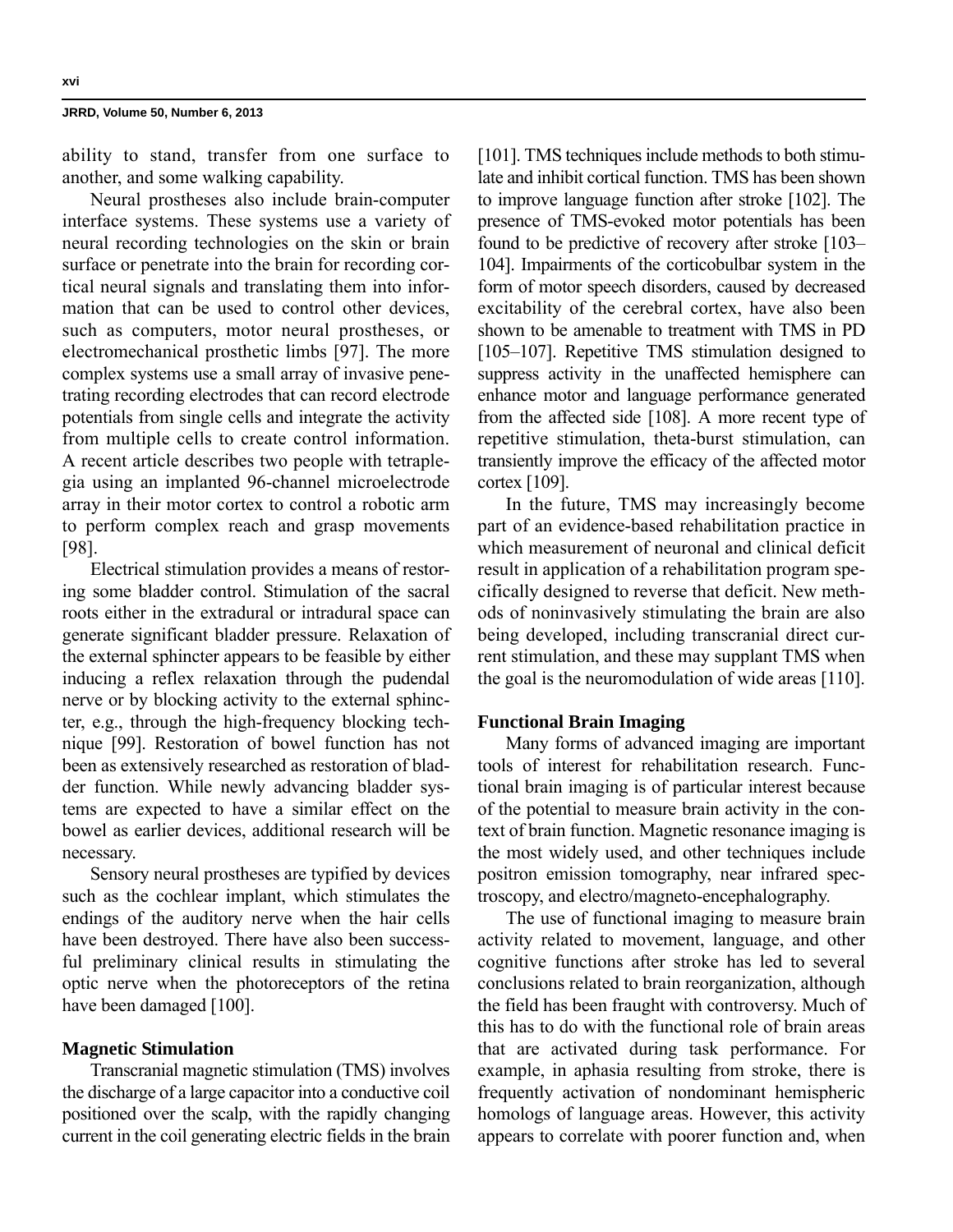ability to stand, transfer from one surface to another, and some walking capability.

Neural prostheses also include brain-computer interface systems. These systems use a variety of neural recording technologies on the skin or brain surface or penetrate into the brain for recording cortical neural signals and translating them into information that can be used to control other devices, such as computers, motor neural prostheses, or electromechanical prosthetic limbs [97]. The more complex systems use a small array of invasive penetrating recording electrodes that can record electrode potentials from single cells and integrate the activity from multiple cells to create control information. A recent article describes two people with tetraplegia using an implanted 96-channel microelectrode array in their motor cortex to control a robotic arm to perform complex reach and grasp movements [98].

Electrical stimulation provides a means of restoring some bladder control. Stimulation of the sacral roots either in the extradural or intradural space can generate significant bladder pressure. Relaxation of the external sphincter appears to be feasible by either inducing a reflex relaxation through the pudendal nerve or by blocking activity to the external sphincter, e.g., through the high-frequency blocking technique [99]. Restoration of bowel function has not been as extensively researched as restoration of bladder function. While newly advancing bladder systems are expected to have a similar effect on the bowel as earlier devices, additional research will be necessary.

Sensory neural prostheses are typified by devices such as the cochlear implant, which stimulates the endings of the auditory nerve when the hair cells have been destroyed. There have also been successful preliminary clinical results in stimulating the optic nerve when the photoreceptors of the retina have been damaged [100].

### Magnetic Stimulation

Transcranial magnetic stimulation (TMS) involves the discharge of a large capacitor into a conductive coil positioned over the scalp, with the rapidly changing current in the coil generating electric fields in the brain [101]. TMS techniques include methods to both stimulate and inhibit cortical function. TMS has been shown to improve language function after stroke [102]. The presence of TMS-evoked motor potentials has been found to be predictive of recovery after stroke [103–104]. Impairments of the corticobulbar system in the form of motor speech disorders, caused by decreased excitability of the cerebral cortex, have also been shown to be amenable to treatment with TMS in PD [105–107]. Repetitive TMS stimulation designed to suppress activity in the unaffected hemisphere can enhance motor and language performance generated from the affected side [108]. A more recent type of repetitive stimulation, theta-burst stimulation, can transiently improve the efficacy of the affected motor cortex [109].

In the future, TMS may increasingly become part of an evidence-based rehabilitation practice in which measurement of neuronal and clinical deficit result in application of a rehabilitation program specifically designed to reverse that deficit. New methods of noninvasively stimulating the brain are also being developed, including transcranial direct current stimulation, and these may supplant TMS when the goal is the neuromodulation of wide areas [110].

### Functional Brain Imaging

Many forms of advanced imaging are important tools of interest for rehabilitation research. Functional brain imaging is of particular interest because of the potential to measure brain activity in the context of brain function. Magnetic resonance imaging is the most widely used, and other techniques include positron emission tomography, near infrared spectroscopy, and electro/magneto-encephalography.

The use of functional imaging to measure brain activity related to movement, language, and other cognitive functions after stroke has led to several conclusions related to brain reorganization, although the field has been fraught with controversy. Much of this has to do with the functional role of brain areas that are activated during task performance. For example, in aphasia resulting from stroke, there is frequently activation of nondominant hemispheric homologs of language areas. However, this activity appears to correlate with poorer function and, when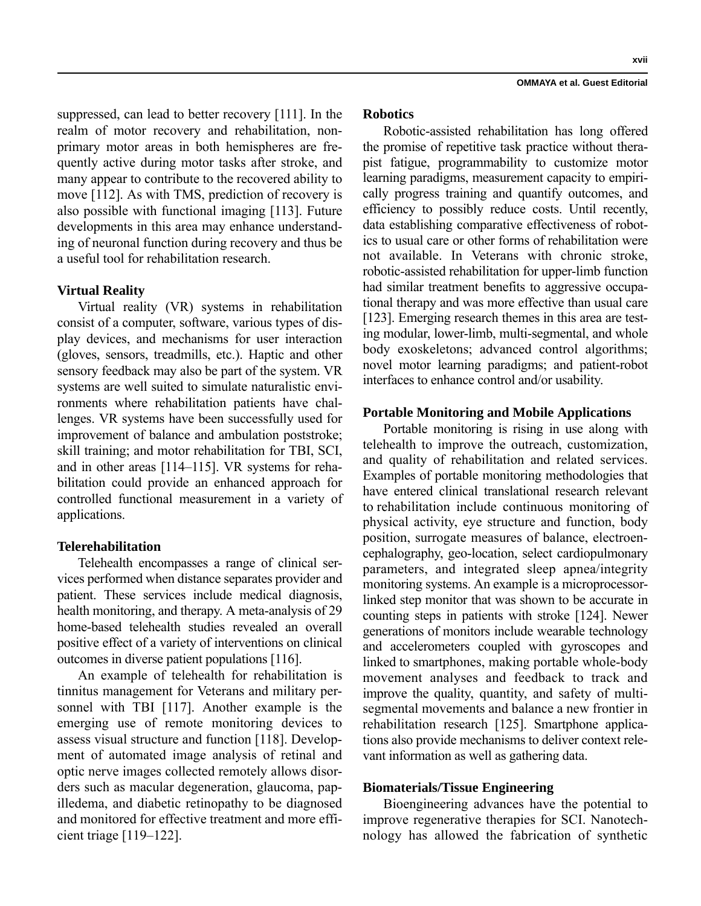suppressed, can lead to better recovery [111]. In the realm of motor recovery and rehabilitation, nonprimary motor areas in both hemispheres are frequently active during motor tasks after stroke, and many appear to contribute to the recovered ability to move [112]. As with TMS, prediction of recovery is also possible with functional imaging [113]. Future developments in this area may enhance understanding of neuronal function during recovery and thus be a useful tool for rehabilitation research.

### Virtual Reality

Virtual reality (VR) systems in rehabilitation consist of a computer, software, various types of display devices, and mechanisms for user interaction (gloves, sensors, treadmills, etc.). Haptic and other sensory feedback may also be part of the system. VR systems are well suited to simulate naturalistic environments where rehabilitation patients have challenges. VR systems have been successfully used for improvement of balance and ambulation poststroke; skill training; and motor rehabilitation for TBI, SCI, and in other areas [114–115]. VR systems for rehabilitation could provide an enhanced approach for controlled functional measurement in a variety of applications.

### Telerehabilitation

Telehealth encompasses a range of clinical services performed when distance separates provider and patient. These services include medical diagnosis, health monitoring, and therapy. A meta-analysis of 29 home-based telehealth studies revealed an overall positive effect of a variety of interventions on clinical outcomes in diverse patient populations [116].

An example of telehealth for rehabilitation is tinnitus management for Veterans and military personnel with TBI [117]. Another example is the emerging use of remote monitoring devices to assess visual structure and function [118]. Development of automated image analysis of retinal and optic nerve images collected remotely allows disorders such as macular degeneration, glaucoma, papilledema, and diabetic retinopathy to be diagnosed and monitored for effective treatment and more efficient triage [119–122].

### Robotics

Robotic-assisted rehabilitation has long offered the promise of repetitive task practice without therapist fatigue, programmability to customize motor learning paradigms, measurement capacity to empirically progress training and quantify outcomes, and efficiency to possibly reduce costs. Until recently, data establishing comparative effectiveness of robotics to usual care or other forms of rehabilitation were not available. In Veterans with chronic stroke, robotic-assisted rehabilitation for upper-limb function had similar treatment benefits to aggressive occupational therapy and was more effective than usual care [123]. Emerging research themes in this area are testing modular, lower-limb, multi-segmental, and whole body exoskeletons; advanced control algorithms; novel motor learning paradigms; and patient-robot interfaces to enhance control and/or usability.

### Portable Monitoring and Mobile Applications

Portable monitoring is rising in use along with telehealth to improve the outreach, customization, and quality of rehabilitation and related services. Examples of portable monitoring methodologies that have entered clinical translational research relevant to rehabilitation include continuous monitoring of physical activity, eye structure and function, body position, surrogate measures of balance, electroencephalography, geo-location, select cardiopulmonary parameters, and integrated sleep apnea/integrity monitoring systems. An example is a microprocessor-linked step monitor that was shown to be accurate in counting steps in patients with stroke [124]. Newer generations of monitors include wearable technology and accelerometers coupled with gyroscopes and linked to smartphones, making portable whole-body movement analyses and feedback to track and improve the quality, quantity, and safety of multi-segmental movements and balance a new frontier in rehabilitation research [125]. Smartphone applications also provide mechanisms to deliver context relevant information as well as gathering data.

### Biomaterials/Tissue Engineering

Bioengineering advances have the potential to improve regenerative therapies for SCI. Nanotechnology has allowed the fabrication of synthetic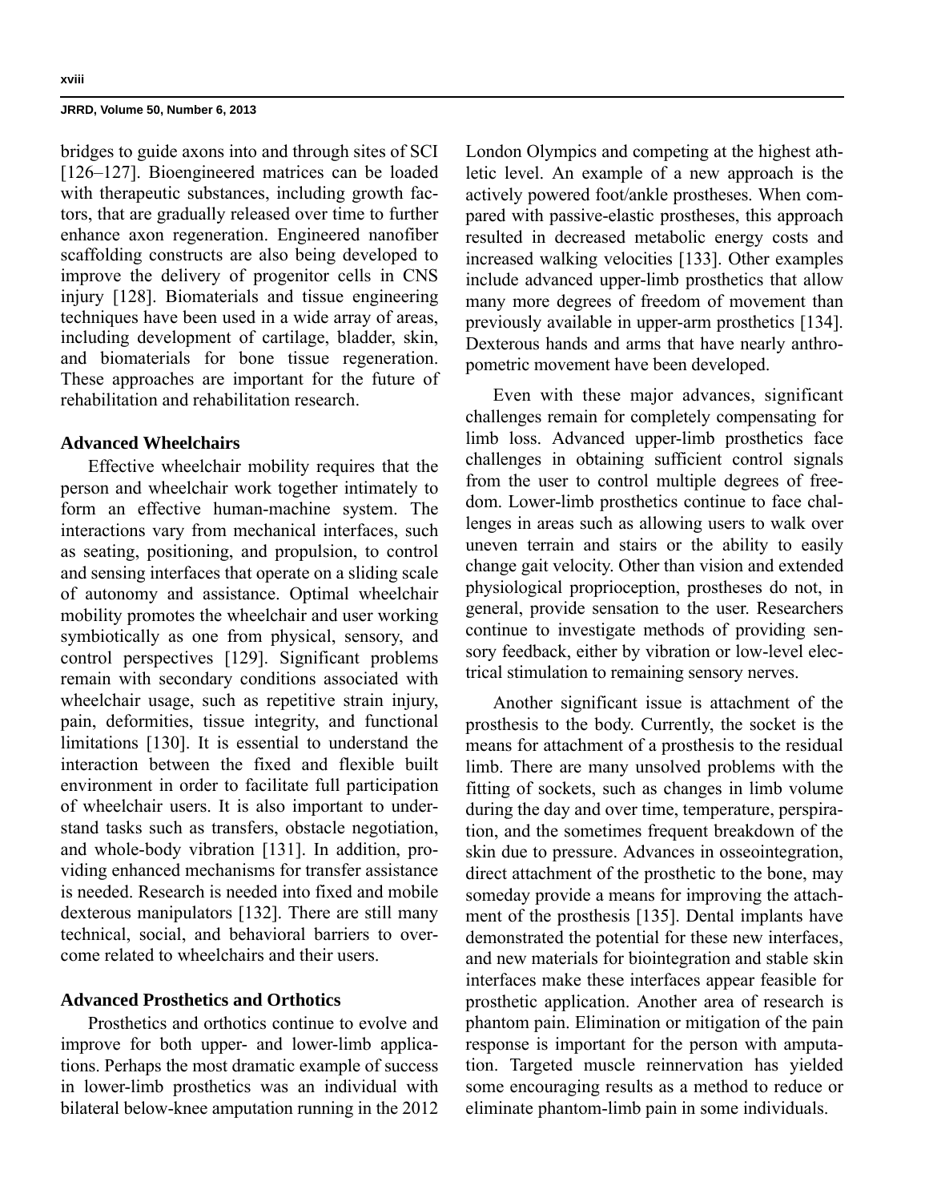bridges to guide axons into and through sites of SCI [126–127]. Bioengineered matrices can be loaded with therapeutic substances, including growth factors, that are gradually released over time to further enhance axon regeneration. Engineered nanofiber scaffolding constructs are also being developed to improve the delivery of progenitor cells in CNS injury [128]. Biomaterials and tissue engineering techniques have been used in a wide array of areas, including development of cartilage, bladder, skin, and biomaterials for bone tissue regeneration. These approaches are important for the future of rehabilitation and rehabilitation research.

### Advanced Wheelchairs

Effective wheelchair mobility requires that the person and wheelchair work together intimately to form an effective human-machine system. The interactions vary from mechanical interfaces, such as seating, positioning, and propulsion, to control and sensing interfaces that operate on a sliding scale of autonomy and assistance. Optimal wheelchair mobility promotes the wheelchair and user working symbiotically as one from physical, sensory, and control perspectives [129]. Significant problems remain with secondary conditions associated with wheelchair usage, such as repetitive strain injury, pain, deformities, tissue integrity, and functional limitations [130]. It is essential to understand the interaction between the fixed and flexible built environment in order to facilitate full participation of wheelchair users. It is also important to understand tasks such as transfers, obstacle negotiation, and whole-body vibration [131]. In addition, providing enhanced mechanisms for transfer assistance is needed. Research is needed into fixed and mobile dexterous manipulators [132]. There are still many technical, social, and behavioral barriers to overcome related to wheelchairs and their users.

### Advanced Prosthetics and Orthotics

Prosthetics and orthotics continue to evolve and improve for both upper- and lower-limb applications. Perhaps the most dramatic example of success in lower-limb prosthetics was an individual with bilateral below-knee amputation running in the 2012 London Olympics and competing at the highest athletic level. An example of a new approach is the actively powered foot/ankle prostheses. When compared with passive-elastic prostheses, this approach resulted in decreased metabolic energy costs and increased walking velocities [133]. Other examples include advanced upper-limb prosthetics that allow many more degrees of freedom of movement than previously available in upper-arm prosthetics [134]. Dexterous hands and arms that have nearly anthropometric movement have been developed.

Even with these major advances, significant challenges remain for completely compensating for limb loss. Advanced upper-limb prosthetics face challenges in obtaining sufficient control signals from the user to control multiple degrees of freedom. Lower-limb prosthetics continue to face challenges in areas such as allowing users to walk over uneven terrain and stairs or the ability to easily change gait velocity. Other than vision and extended physiological proprioception, prostheses do not, in general, provide sensation to the user. Researchers continue to investigate methods of providing sensory feedback, either by vibration or low-level electrical stimulation to remaining sensory nerves.

Another significant issue is attachment of the prosthesis to the body. Currently, the socket is the means for attachment of a prosthesis to the residual limb. There are many unsolved problems with the fitting of sockets, such as changes in limb volume during the day and over time, temperature, perspiration, and the sometimes frequent breakdown of the skin due to pressure. Advances in osseointegration, direct attachment of the prosthetic to the bone, may someday provide a means for improving the attachment of the prosthesis [135]. Dental implants have demonstrated the potential for these new interfaces, and new materials for biointegration and stable skin interfaces make these interfaces appear feasible for prosthetic application. Another area of research is phantom pain. Elimination or mitigation of the pain response is important for the person with amputation. Targeted muscle reinnervation has yielded some encouraging results as a method to reduce or eliminate phantom-limb pain in some individuals.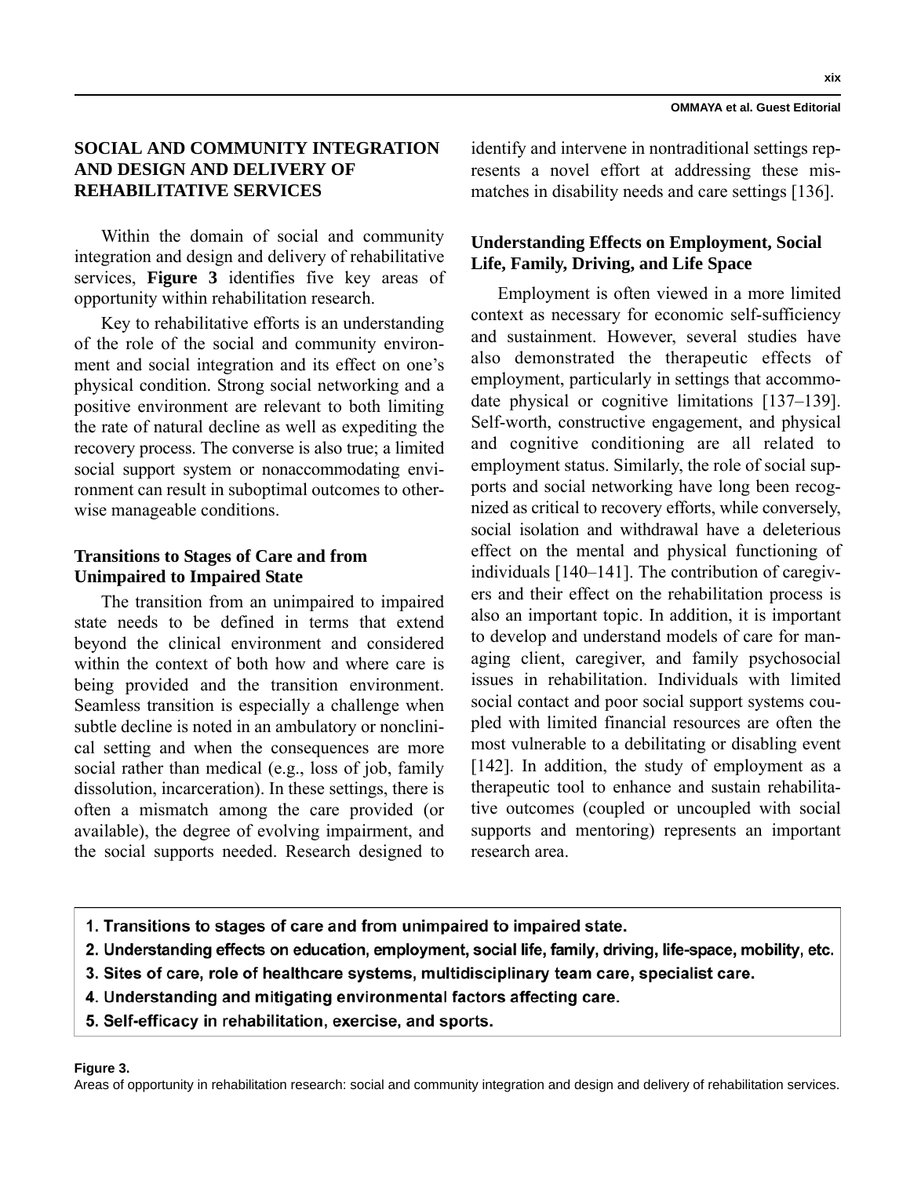## SOCIAL AND COMMUNITY INTEGRATION AND DESIGN AND DELIVERY OF REHABILITATIVE SERVICES

Within the domain of social and community integration and design and delivery of rehabilitative services, **Figure 3** identifies five key areas of opportunity within rehabilitation research.

Key to rehabilitative efforts is an understanding of the role of the social and community environment and social integration and its effect on one's physical condition. Strong social networking and a positive environment are relevant to both limiting the rate of natural decline as well as expediting the recovery process. The converse is also true; a limited social support system or nonaccommodating environment can result in suboptimal outcomes to otherwise manageable conditions.

### Transitions to Stages of Care and from Unimpaired to Impaired State

The transition from an unimpaired to impaired state needs to be defined in terms that extend beyond the clinical environment and considered within the context of both how and where care is being provided and the transition environment. Seamless transition is especially a challenge when subtle decline is noted in an ambulatory or nonclinical setting and when the consequences are more social rather than medical (e.g., loss of job, family dissolution, incarceration). In these settings, there is often a mismatch among the care provided (or available), the degree of evolving impairment, and the social supports needed. Research designed to identify and intervene in nontraditional settings represents a novel effort at addressing these mismatches in disability needs and care settings [136].

### Understanding Effects on Employment, Social Life, Family, Driving, and Life Space

Employment is often viewed in a more limited context as necessary for economic self-sufficiency and sustainment. However, several studies have also demonstrated the therapeutic effects of employment, particularly in settings that accommodate physical or cognitive limitations [137–139]. Self-worth, constructive engagement, and physical and cognitive conditioning are all related to employment status. Similarly, the role of social supports and social networking have long been recognized as critical to recovery efforts, while conversely, social isolation and withdrawal have a deleterious effect on the mental and physical functioning of individuals [140–141]. The contribution of caregivers and their effect on the rehabilitation process is also an important topic. In addition, it is important to develop and understand models of care for managing client, caregiver, and family psychosocial issues in rehabilitation. Individuals with limited social contact and poor social support systems coupled with limited financial resources are often the most vulnerable to a debilitating or disabling event [142]. In addition, the study of employment as a therapeutic tool to enhance and sustain rehabilitative outcomes (coupled or uncoupled with social supports and mentoring) represents an important research area.

**1. Transitions to stages of care and from unimpaired to impaired state.**
**2. Understanding effects on education, employment, social life, family, driving, life-space, mobility, etc.**
**3. Sites of care, role of healthcare systems, multidisciplinary team care, specialist care.**
**4. Understanding and mitigating environmental factors affecting care.**
**5. Self-efficacy in rehabilitation, exercise, and sports.**

**Figure 3.**
Areas of opportunity in rehabilitation research: social and community integration and design and delivery of rehabilitation services.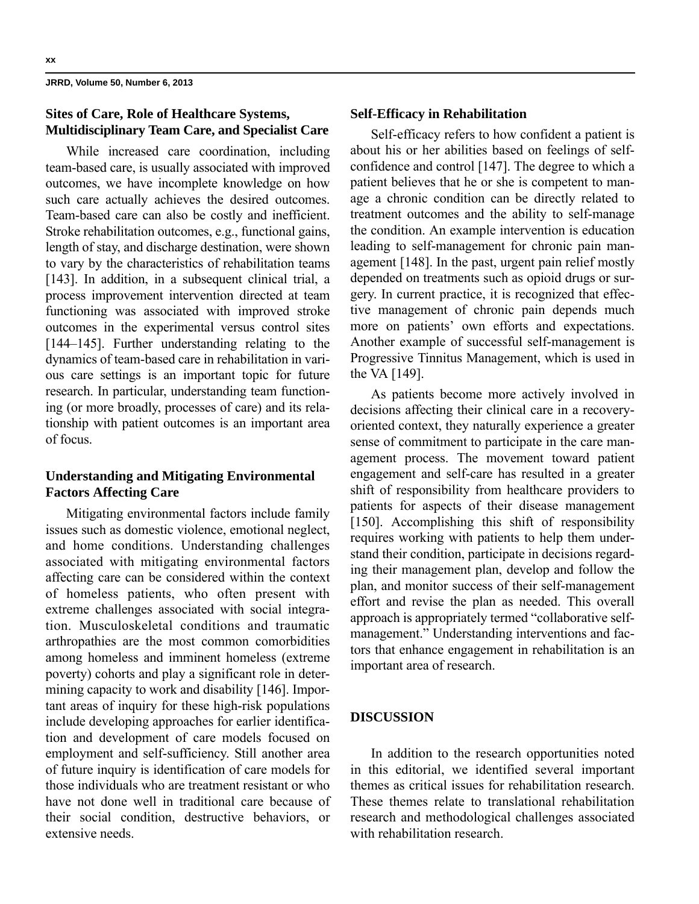### Sites of Care, Role of Healthcare Systems, Multidisciplinary Team Care, and Specialist Care

While increased care coordination, including team-based care, is usually associated with improved outcomes, we have incomplete knowledge on how such care actually achieves the desired outcomes. Team-based care can also be costly and inefficient. Stroke rehabilitation outcomes, e.g., functional gains, length of stay, and discharge destination, were shown to vary by the characteristics of rehabilitation teams [143]. In addition, in a subsequent clinical trial, a process improvement intervention directed at team functioning was associated with improved stroke outcomes in the experimental versus control sites [144–145]. Further understanding relating to the dynamics of team-based care in rehabilitation in various care settings is an important topic for future research. In particular, understanding team functioning (or more broadly, processes of care) and its relationship with patient outcomes is an important area of focus.

### Understanding and Mitigating Environmental Factors Affecting Care

Mitigating environmental factors include family issues such as domestic violence, emotional neglect, and home conditions. Understanding challenges associated with mitigating environmental factors affecting care can be considered within the context of homeless patients, who often present with extreme challenges associated with social integration. Musculoskeletal conditions and traumatic arthropathies are the most common comorbidities among homeless and imminent homeless (extreme poverty) cohorts and play a significant role in determining capacity to work and disability [146]. Important areas of inquiry for these high-risk populations include developing approaches for earlier identification and development of care models focused on employment and self-sufficiency. Still another area of future inquiry is identification of care models for those individuals who are treatment resistant or who have not done well in traditional care because of their social condition, destructive behaviors, or extensive needs.

### Self-Efficacy in Rehabilitation

Self-efficacy refers to how confident a patient is about his or her abilities based on feelings of self-confidence and control [147]. The degree to which a patient believes that he or she is competent to manage a chronic condition can be directly related to treatment outcomes and the ability to self-manage the condition. An example intervention is education leading to self-management for chronic pain management [148]. In the past, urgent pain relief mostly depended on treatments such as opioid drugs or surgery. In current practice, it is recognized that effective management of chronic pain depends much more on patients' own efforts and expectations. Another example of successful self-management is Progressive Tinnitus Management, which is used in the VA [149].

As patients become more actively involved in decisions affecting their clinical care in a recovery-oriented context, they naturally experience a greater sense of commitment to participate in the care management process. The movement toward patient engagement and self-care has resulted in a greater shift of responsibility from healthcare providers to patients for aspects of their disease management [150]. Accomplishing this shift of responsibility requires working with patients to help them understand their condition, participate in decisions regarding their management plan, develop and follow the plan, and monitor success of their self-management effort and revise the plan as needed. This overall approach is appropriately termed "collaborative self-management." Understanding interventions and factors that enhance engagement in rehabilitation is an important area of research.

## DISCUSSION

In addition to the research opportunities noted in this editorial, we identified several important themes as critical issues for rehabilitation research. These themes relate to translational rehabilitation research and methodological challenges associated with rehabilitation research.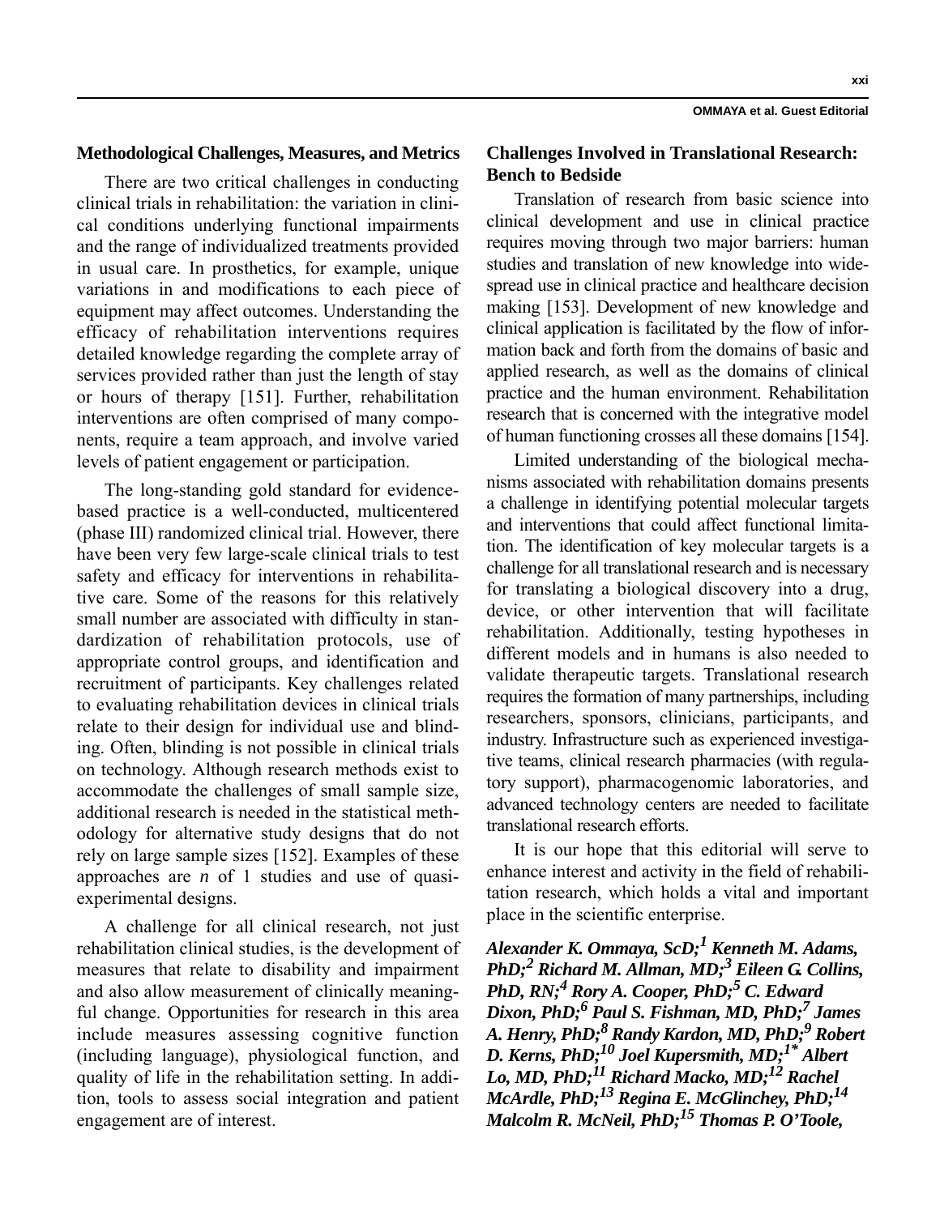## Methodological Challenges, Measures, and Metrics

There are two critical challenges in conducting clinical trials in rehabilitation: the variation in clinical conditions underlying functional impairments and the range of individualized treatments provided in usual care. In prosthetics, for example, unique variations in and modifications to each piece of equipment may affect outcomes. Understanding the efficacy of rehabilitation interventions requires detailed knowledge regarding the complete array of services provided rather than just the length of stay or hours of therapy [151]. Further, rehabilitation interventions are often comprised of many components, require a team approach, and involve varied levels of patient engagement or participation.

The long-standing gold standard for evidence-based practice is a well-conducted, multicentered (phase III) randomized clinical trial. However, there have been very few large-scale clinical trials to test safety and efficacy for interventions in rehabilitative care. Some of the reasons for this relatively small number are associated with difficulty in standardization of rehabilitation protocols, use of appropriate control groups, and identification and recruitment of participants. Key challenges related to evaluating rehabilitation devices in clinical trials relate to their design for individual use and blinding. Often, blinding is not possible in clinical trials on technology. Although research methods exist to accommodate the challenges of small sample size, additional research is needed in the statistical methodology for alternative study designs that do not rely on large sample sizes [152]. Examples of these approaches are *n* of 1 studies and use of quasi-experimental designs.

A challenge for all clinical research, not just rehabilitation clinical studies, is the development of measures that relate to disability and impairment and also allow measurement of clinically meaningful change. Opportunities for research in this area include measures assessing cognitive function (including language), physiological function, and quality of life in the rehabilitation setting. In addition, tools to assess social integration and patient engagement are of interest.

## Challenges Involved in Translational Research: Bench to Bedside

Translation of research from basic science into clinical development and use in clinical practice requires moving through two major barriers: human studies and translation of new knowledge into widespread use in clinical practice and healthcare decision making [153]. Development of new knowledge and clinical application is facilitated by the flow of information back and forth from the domains of basic and applied research, as well as the domains of clinical practice and the human environment. Rehabilitation research that is concerned with the integrative model of human functioning crosses all these domains [154].

Limited understanding of the biological mechanisms associated with rehabilitation domains presents a challenge in identifying potential molecular targets and interventions that could affect functional limitation. The identification of key molecular targets is a challenge for all translational research and is necessary for translating a biological discovery into a drug, device, or other intervention that will facilitate rehabilitation. Additionally, testing hypotheses in different models and in humans is also needed to validate therapeutic targets. Translational research requires the formation of many partnerships, including researchers, sponsors, clinicians, participants, and industry. Infrastructure such as experienced investigative teams, clinical research pharmacies (with regulatory support), pharmacogenomic laboratories, and advanced technology centers are needed to facilitate translational research efforts.

It is our hope that this editorial will serve to enhance interest and activity in the field of rehabilitation research, which holds a vital and important place in the scientific enterprise.

***Alexander K. Ommaya, ScD;[1] Kenneth M. Adams, PhD;[2] Richard M. Allman, MD;[3] Eileen G. Collins, PhD, RN;[4] Rory A. Cooper, PhD;[5] C. Edward Dixon, PhD;[6] Paul S. Fishman, MD, PhD;[7] James A. Henry, PhD;[8] Randy Kardon, MD, PhD;[9] Robert D. Kerns, PhD;[10] Joel Kupersmith, MD;[1*] Albert Lo, MD, PhD;[11] Richard Macko, MD;[12] Rachel McArdle, PhD;[13] Regina E. McGlinchey, PhD;[14] Malcolm R. McNeil, PhD;[15] Thomas P. O'Toole,***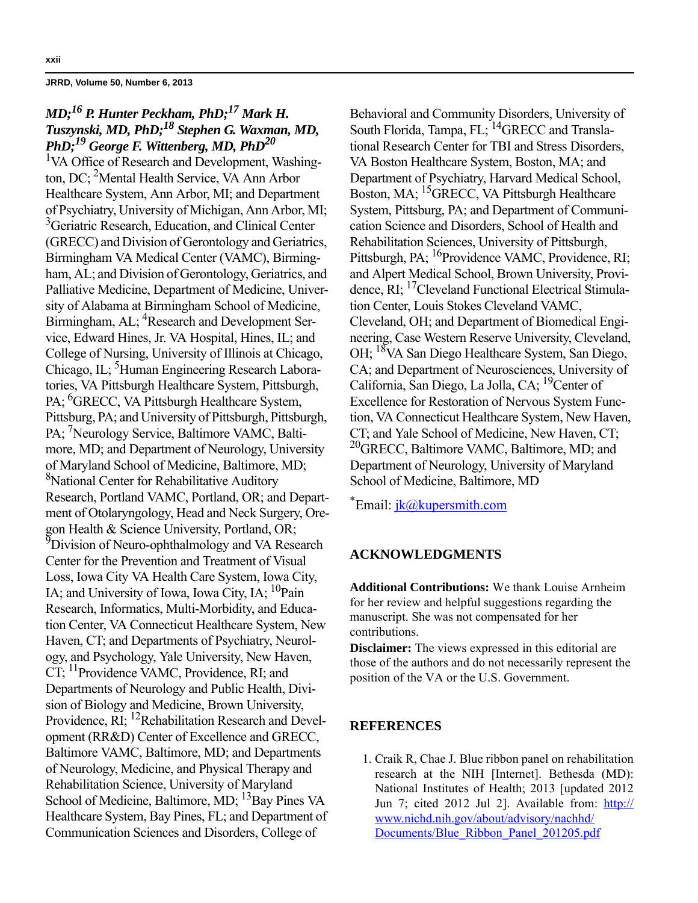*MD;[16] P. Hunter Peckham, PhD;[17] Mark H. Tuszynski, MD, PhD;[18] Stephen G. Waxman, MD, PhD;[19] George F. Wittenberg, MD, PhD[20]*

[1]VA Office of Research and Development, Washington, DC; [2]Mental Health Service, VA Ann Arbor Healthcare System, Ann Arbor, MI; and Department of Psychiatry, University of Michigan, Ann Arbor, MI; [3]Geriatric Research, Education, and Clinical Center (GRECC) and Division of Gerontology and Geriatrics, Birmingham VA Medical Center (VAMC), Birmingham, AL; and Division of Gerontology, Geriatrics, and Palliative Medicine, Department of Medicine, University of Alabama at Birmingham School of Medicine, Birmingham, AL; [4]Research and Development Service, Edward Hines, Jr. VA Hospital, Hines, IL; and College of Nursing, University of Illinois at Chicago, Chicago, IL; [5]Human Engineering Research Laboratories, VA Pittsburgh Healthcare System, Pittsburgh, PA; [6]GRECC, VA Pittsburgh Healthcare System, Pittsburg, PA; and University of Pittsburgh, Pittsburgh, PA; [7]Neurology Service, Baltimore VAMC, Baltimore, MD; and Department of Neurology, University of Maryland School of Medicine, Baltimore, MD; [8]National Center for Rehabilitative Auditory Research, Portland VAMC, Portland, OR; and Department of Otolaryngology, Head and Neck Surgery, Oregon Health & Science University, Portland, OR; [9]Division of Neuro-ophthalmology and VA Research Center for the Prevention and Treatment of Visual Loss, Iowa City VA Health Care System, Iowa City, IA; and University of Iowa, Iowa City, IA; [10]Pain Research, Informatics, Multi-Morbidity, and Education Center, VA Connecticut Healthcare System, New Haven, CT; and Departments of Psychiatry, Neurology, and Psychology, Yale University, New Haven, CT; [11]Providence VAMC, Providence, RI; and Departments of Neurology and Public Health, Division of Biology and Medicine, Brown University, Providence, RI; [12]Rehabilitation Research and Development (RR&D) Center of Excellence and GRECC, Baltimore VAMC, Baltimore, MD; and Departments of Neurology, Medicine, and Physical Therapy and Rehabilitation Science, University of Maryland School of Medicine, Baltimore, MD; [13]Bay Pines VA Healthcare System, Bay Pines, FL; and Department of Communication Sciences and Disorders, College of Behavioral and Community Disorders, University of South Florida, Tampa, FL; [14]GRECC and Translational Research Center for TBI and Stress Disorders, VA Boston Healthcare System, Boston, MA; and Department of Psychiatry, Harvard Medical School, Boston, MA; [15]GRECC, VA Pittsburgh Healthcare System, Pittsburg, PA; and Department of Communication Science and Disorders, School of Health and Rehabilitation Sciences, University of Pittsburgh, Pittsburgh, PA; [16]Providence VAMC, Providence, RI; and Alpert Medical School, Brown University, Providence, RI; [17]Cleveland Functional Electrical Stimulation Center, Louis Stokes Cleveland VAMC, Cleveland, OH; and Department of Biomedical Engineering, Case Western Reserve University, Cleveland, OH; [18]VA San Diego Healthcare System, San Diego, CA; and Department of Neurosciences, University of California, San Diego, La Jolla, CA; [19]Center of Excellence for Restoration of Nervous System Function, VA Connecticut Healthcare System, New Haven, CT; and Yale School of Medicine, New Haven, CT; [20]GRECC, Baltimore VAMC, Baltimore, MD; and Department of Neurology, University of Maryland School of Medicine, Baltimore, MD

[*]Email: jk@kupersmith.com

## ACKNOWLEDGMENTS

**Additional Contributions:** We thank Louise Arnheim for her review and helpful suggestions regarding the manuscript. She was not compensated for her contributions.

**Disclaimer:** The views expressed in this editorial are those of the authors and do not necessarily represent the position of the VA or the U.S. Government.

## REFERENCES

1. Craik R, Chae J. Blue ribbon panel on rehabilitation research at the NIH [Internet]. Bethesda (MD): National Institutes of Health; 2013 [updated 2012 Jun 7; cited 2012 Jul 2]. Available from: http://www.nichd.nih.gov/about/advisory/nachhd/Documents/Blue_Ribbon_Panel_201205.pdf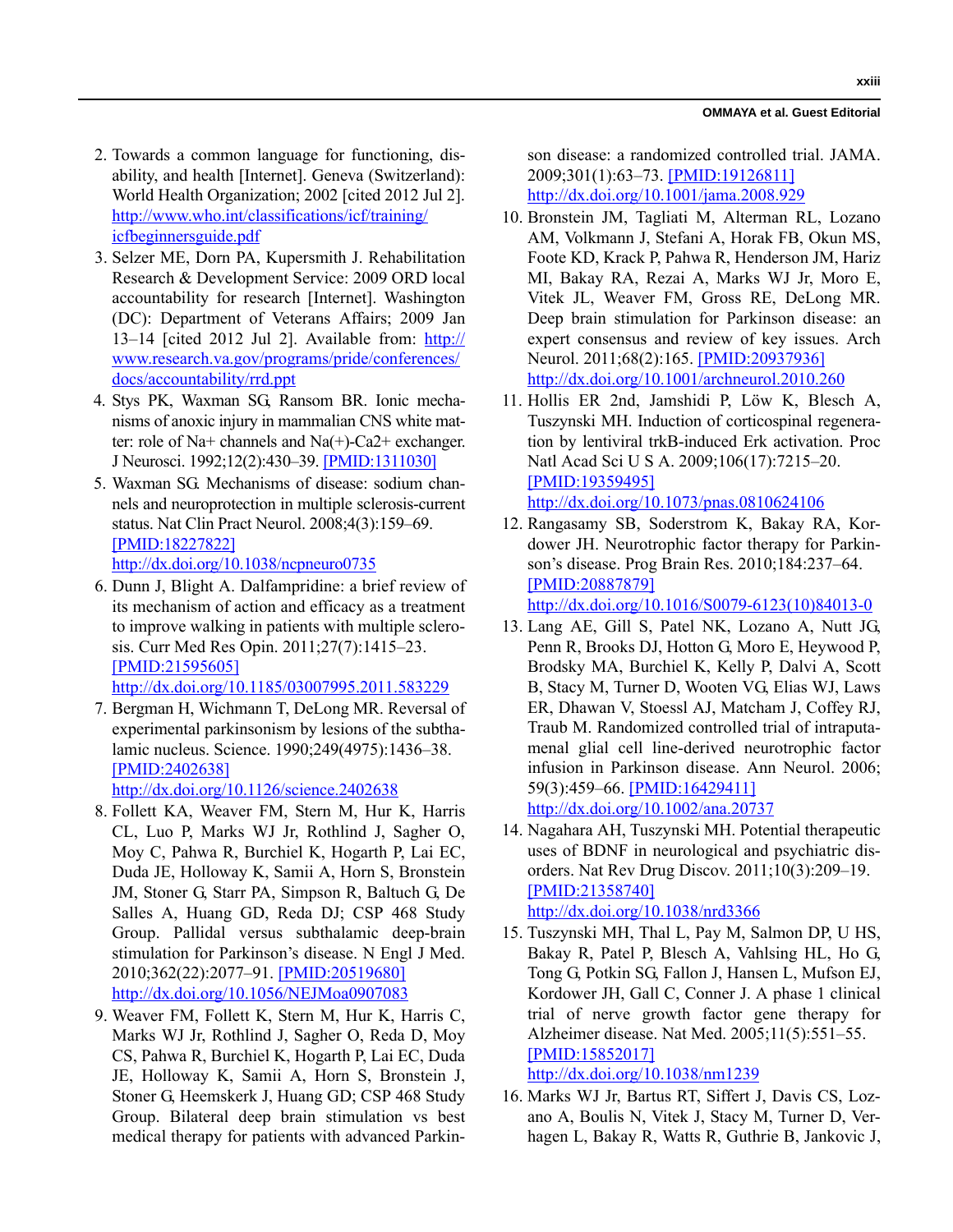2. Towards a common language for functioning, disability, and health [Internet]. Geneva (Switzerland): World Health Organization; 2002 [cited 2012 Jul 2]. http://www.who.int/classifications/icf/training/icfbeginnersguide.pdf
3. Selzer ME, Dorn PA, Kupersmith J. Rehabilitation Research & Development Service: 2009 ORD local accountability for research [Internet]. Washington (DC): Department of Veterans Affairs; 2009 Jan 13–14 [cited 2012 Jul 2]. Available from: http://www.research.va.gov/programs/pride/conferences/docs/accountability/rrd.ppt
4. Stys PK, Waxman SG, Ransom BR. Ionic mechanisms of anoxic injury in mammalian CNS white matter: role of Na+ channels and Na(+)-Ca2+ exchanger. J Neurosci. 1992;12(2):430–39. [PMID:1311030]
5. Waxman SG. Mechanisms of disease: sodium channels and neuroprotection in multiple sclerosis-current status. Nat Clin Pract Neurol. 2008;4(3):159–69. [PMID:18227822] http://dx.doi.org/10.1038/ncpneuro0735
6. Dunn J, Blight A. Dalfampridine: a brief review of its mechanism of action and efficacy as a treatment to improve walking in patients with multiple sclerosis. Curr Med Res Opin. 2011;27(7):1415–23. [PMID:21595605] http://dx.doi.org/10.1185/03007995.2011.583229
7. Bergman H, Wichmann T, DeLong MR. Reversal of experimental parkinsonism by lesions of the subthalamic nucleus. Science. 1990;249(4975):1436–38. [PMID:2402638] http://dx.doi.org/10.1126/science.2402638
8. Follett KA, Weaver FM, Stern M, Hur K, Harris CL, Luo P, Marks WJ Jr, Rothlind J, Sagher O, Moy C, Pahwa R, Burchiel K, Hogarth P, Lai EC, Duda JE, Holloway K, Samii A, Horn S, Bronstein JM, Stoner G, Starr PA, Simpson R, Baltuch G, De Salles A, Huang GD, Reda DJ; CSP 468 Study Group. Pallidal versus subthalamic deep-brain stimulation for Parkinson's disease. N Engl J Med. 2010;362(22):2077–91. [PMID:20519680] http://dx.doi.org/10.1056/NEJMoa0907083
9. Weaver FM, Follett K, Stern M, Hur K, Harris C, Marks WJ Jr, Rothlind J, Sagher O, Reda D, Moy CS, Pahwa R, Burchiel K, Hogarth P, Lai EC, Duda JE, Holloway K, Samii A, Horn S, Bronstein J, Stoner G, Heemskerk J, Huang GD; CSP 468 Study Group. Bilateral deep brain stimulation vs best medical therapy for patients with advanced Parkinson disease: a randomized controlled trial. JAMA. 2009;301(1):63–73. [PMID:19126811] http://dx.doi.org/10.1001/jama.2008.929
10. Bronstein JM, Tagliati M, Alterman RL, Lozano AM, Volkmann J, Stefani A, Horak FB, Okun MS, Foote KD, Krack P, Pahwa R, Henderson JM, Hariz MI, Bakay RA, Rezai A, Marks WJ Jr, Moro E, Vitek JL, Weaver FM, Gross RE, DeLong MR. Deep brain stimulation for Parkinson disease: an expert consensus and review of key issues. Arch Neurol. 2011;68(2):165. [PMID:20937936] http://dx.doi.org/10.1001/archneurol.2010.260
11. Hollis ER 2nd, Jamshidi P, Löw K, Blesch A, Tuszynski MH. Induction of corticospinal regeneration by lentiviral trkB-induced Erk activation. Proc Natl Acad Sci U S A. 2009;106(17):7215–20. [PMID:19359495] http://dx.doi.org/10.1073/pnas.0810624106
12. Rangasamy SB, Soderstrom K, Bakay RA, Kordower JH. Neurotrophic factor therapy for Parkinson's disease. Prog Brain Res. 2010;184:237–64. [PMID:20887879] http://dx.doi.org/10.1016/S0079-6123(10)84013-0
13. Lang AE, Gill S, Patel NK, Lozano A, Nutt JG, Penn R, Brooks DJ, Hotton G, Moro E, Heywood P, Brodsky MA, Burchiel K, Kelly P, Dalvi A, Scott B, Stacy M, Turner D, Wooten VG, Elias WJ, Laws ER, Dhawan V, Stoessl AJ, Matcham J, Coffey RJ, Traub M. Randomized controlled trial of intraputamenal glial cell line-derived neurotrophic factor infusion in Parkinson disease. Ann Neurol. 2006; 59(3):459–66. [PMID:16429411] http://dx.doi.org/10.1002/ana.20737
14. Nagahara AH, Tuszynski MH. Potential therapeutic uses of BDNF in neurological and psychiatric disorders. Nat Rev Drug Discov. 2011;10(3):209–19. [PMID:21358740] http://dx.doi.org/10.1038/nrd3366
15. Tuszynski MH, Thal L, Pay M, Salmon DP, U HS, Bakay R, Patel P, Blesch A, Vahlsing HL, Ho G, Tong G, Potkin SG, Fallon J, Hansen L, Mufson EJ, Kordower JH, Gall C, Conner J. A phase 1 clinical trial of nerve growth factor gene therapy for Alzheimer disease. Nat Med. 2005;11(5):551–55. [PMID:15852017] http://dx.doi.org/10.1038/nm1239
16. Marks WJ Jr, Bartus RT, Siffert J, Davis CS, Lozano A, Boulis N, Vitek J, Stacy M, Turner D, Verhagen L, Bakay R, Watts R, Guthrie B, Jankovic J,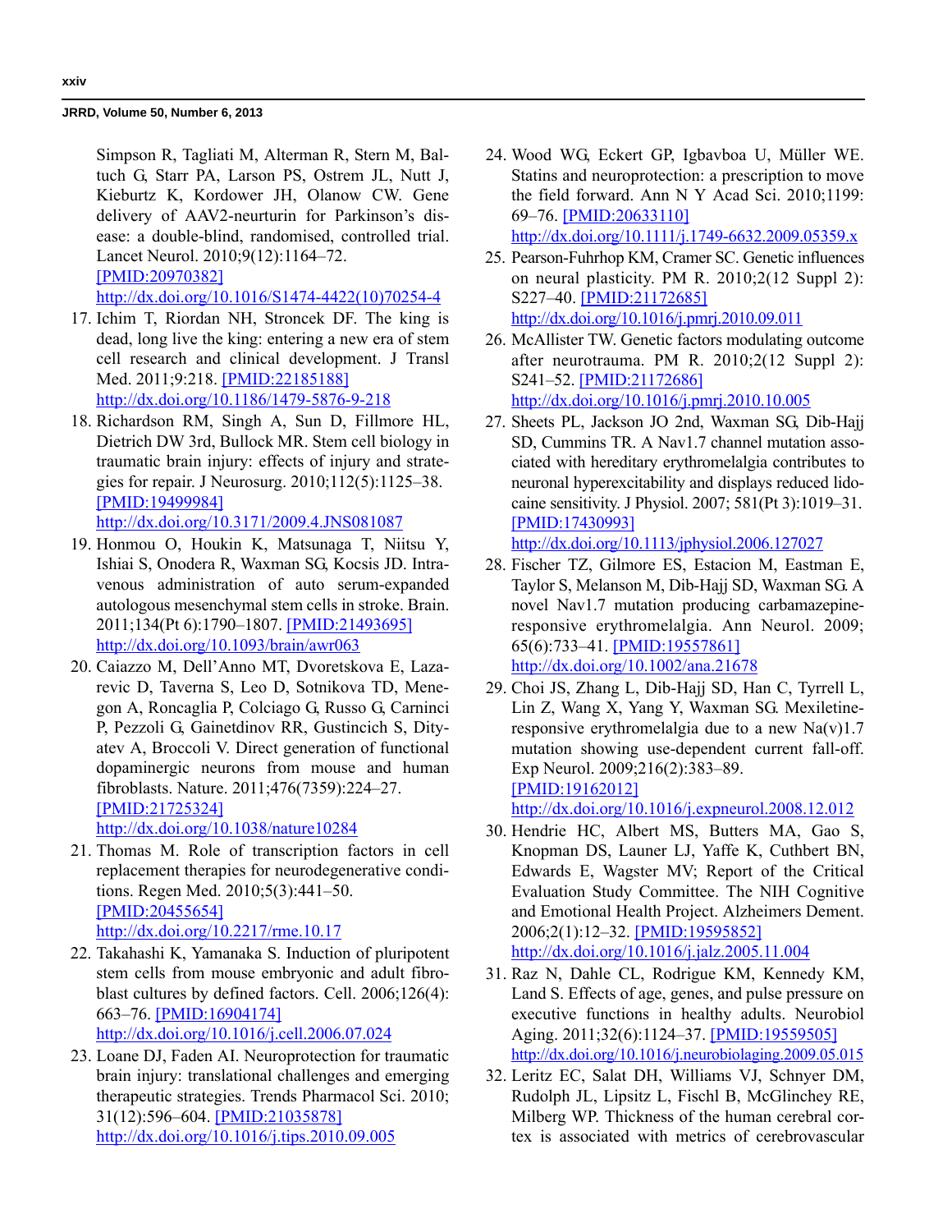Simpson R, Tagliati M, Alterman R, Stern M, Baltuch G, Starr PA, Larson PS, Ostrem JL, Nutt J, Kieburtz K, Kordower JH, Olanow CW. Gene delivery of AAV2-neurturin for Parkinson's disease: a double-blind, randomised, controlled trial. Lancet Neurol. 2010;9(12):1164–72. [PMID:20970382] http://dx.doi.org/10.1016/S1474-4422(10)70254-4

17. Ichim T, Riordan NH, Stroncek DF. The king is dead, long live the king: entering a new era of stem cell research and clinical development. J Transl Med. 2011;9:218. [PMID:22185188] http://dx.doi.org/10.1186/1479-5876-9-218
18. Richardson RM, Singh A, Sun D, Fillmore HL, Dietrich DW 3rd, Bullock MR. Stem cell biology in traumatic brain injury: effects of injury and strategies for repair. J Neurosurg. 2010;112(5):1125–38. [PMID:19499984] http://dx.doi.org/10.3171/2009.4.JNS081087
19. Honmou O, Houkin K, Matsunaga T, Niitsu Y, Ishiai S, Onodera R, Waxman SG, Kocsis JD. Intravenous administration of auto serum-expanded autologous mesenchymal stem cells in stroke. Brain. 2011;134(Pt 6):1790–1807. [PMID:21493695] http://dx.doi.org/10.1093/brain/awr063
20. Caiazzo M, Dell'Anno MT, Dvoretskova E, Lazarevic D, Taverna S, Leo D, Sotnikova TD, Menegon A, Roncaglia P, Colciago G, Russo G, Carninci P, Pezzoli G, Gainetdinov RR, Gustincich S, Dityatev A, Broccoli V. Direct generation of functional dopaminergic neurons from mouse and human fibroblasts. Nature. 2011;476(7359):224–27. [PMID:21725324] http://dx.doi.org/10.1038/nature10284
21. Thomas M. Role of transcription factors in cell replacement therapies for neurodegenerative conditions. Regen Med. 2010;5(3):441–50. [PMID:20455654] http://dx.doi.org/10.2217/rme.10.17
22. Takahashi K, Yamanaka S. Induction of pluripotent stem cells from mouse embryonic and adult fibroblast cultures by defined factors. Cell. 2006;126(4): 663–76. [PMID:16904174] http://dx.doi.org/10.1016/j.cell.2006.07.024
23. Loane DJ, Faden AI. Neuroprotection for traumatic brain injury: translational challenges and emerging therapeutic strategies. Trends Pharmacol Sci. 2010; 31(12):596–604. [PMID:21035878] http://dx.doi.org/10.1016/j.tips.2010.09.005
24. Wood WG, Eckert GP, Igbavboa U, Müller WE. Statins and neuroprotection: a prescription to move the field forward. Ann N Y Acad Sci. 2010;1199: 69–76. [PMID:20633110] http://dx.doi.org/10.1111/j.1749-6632.2009.05359.x
25. Pearson-Fuhrhop KM, Cramer SC. Genetic influences on neural plasticity. PM R. 2010;2(12 Suppl 2): S227–40. [PMID:21172685] http://dx.doi.org/10.1016/j.pmrj.2010.09.011
26. McAllister TW. Genetic factors modulating outcome after neurotrauma. PM R. 2010;2(12 Suppl 2): S241–52. [PMID:21172686] http://dx.doi.org/10.1016/j.pmrj.2010.10.005
27. Sheets PL, Jackson JO 2nd, Waxman SG, Dib-Hajj SD, Cummins TR. A Nav1.7 channel mutation associated with hereditary erythromelalgia contributes to neuronal hyperexcitability and displays reduced lidocaine sensitivity. J Physiol. 2007; 581(Pt 3):1019–31. [PMID:17430993] http://dx.doi.org/10.1113/jphysiol.2006.127027
28. Fischer TZ, Gilmore ES, Estacion M, Eastman E, Taylor S, Melanson M, Dib-Hajj SD, Waxman SG. A novel Nav1.7 mutation producing carbamazepine-responsive erythromelalgia. Ann Neurol. 2009; 65(6):733–41. [PMID:19557861] http://dx.doi.org/10.1002/ana.21678
29. Choi JS, Zhang L, Dib-Hajj SD, Han C, Tyrrell L, Lin Z, Wang X, Yang Y, Waxman SG. Mexiletine-responsive erythromelalgia due to a new Na(v)1.7 mutation showing use-dependent current fall-off. Exp Neurol. 2009;216(2):383–89. [PMID:19162012] http://dx.doi.org/10.1016/j.expneurol.2008.12.012
30. Hendrie HC, Albert MS, Butters MA, Gao S, Knopman DS, Launer LJ, Yaffe K, Cuthbert BN, Edwards E, Wagster MV; Report of the Critical Evaluation Study Committee. The NIH Cognitive and Emotional Health Project. Alzheimers Dement. 2006;2(1):12–32. [PMID:19595852] http://dx.doi.org/10.1016/j.jalz.2005.11.004
31. Raz N, Dahle CL, Rodrigue KM, Kennedy KM, Land S. Effects of age, genes, and pulse pressure on executive functions in healthy adults. Neurobiol Aging. 2011;32(6):1124–37. [PMID:19559505] http://dx.doi.org/10.1016/j.neurobiolaging.2009.05.015
32. Leritz EC, Salat DH, Williams VJ, Schnyer DM, Rudolph JL, Lipsitz L, Fischl B, McGlinchey RE, Milberg WP. Thickness of the human cerebral cortex is associated with metrics of cerebrovascular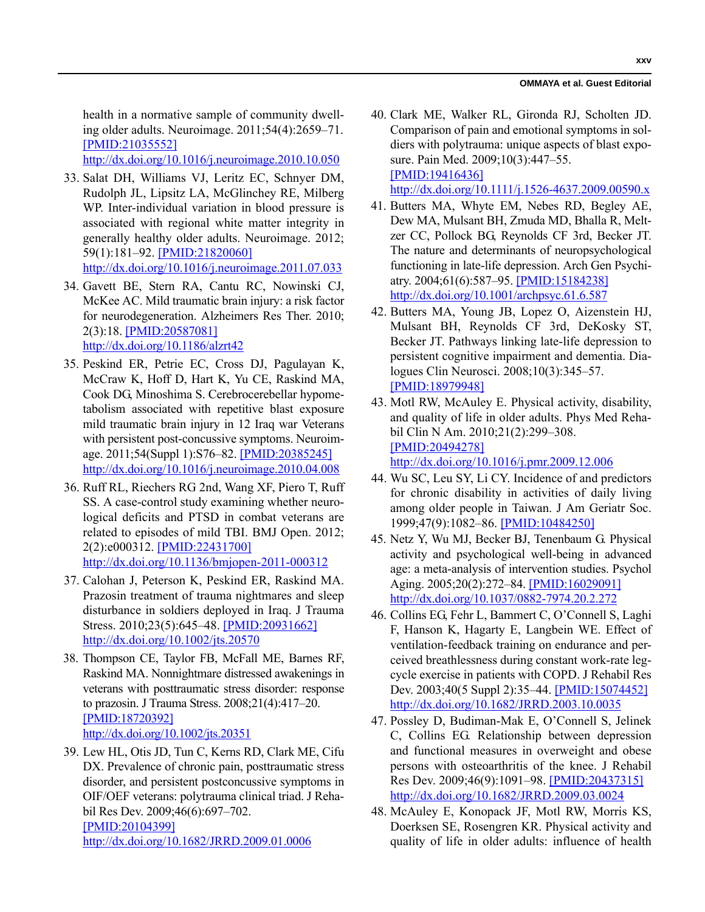health in a normative sample of community dwelling older adults. Neuroimage. 2011;54(4):2659–71. [PMID:21035552] http://dx.doi.org/10.1016/j.neuroimage.2010.10.050

33. Salat DH, Williams VJ, Leritz EC, Schnyer DM, Rudolph JL, Lipsitz LA, McGlinchey RE, Milberg WP. Inter-individual variation in blood pressure is associated with regional white matter integrity in generally healthy older adults. Neuroimage. 2012; 59(1):181–92. [PMID:21820060] http://dx.doi.org/10.1016/j.neuroimage.2011.07.033

34. Gavett BE, Stern RA, Cantu RC, Nowinski CJ, McKee AC. Mild traumatic brain injury: a risk factor for neurodegeneration. Alzheimers Res Ther. 2010; 2(3):18. [PMID:20587081] http://dx.doi.org/10.1186/alzrt42

35. Peskind ER, Petrie EC, Cross DJ, Pagulayan K, McCraw K, Hoff D, Hart K, Yu CE, Raskind MA, Cook DG, Minoshima S. Cerebrocerebellar hypometabolism associated with repetitive blast exposure mild traumatic brain injury in 12 Iraq war Veterans with persistent post-concussive symptoms. Neuroimage. 2011;54(Suppl 1):S76–82. [PMID:20385245] http://dx.doi.org/10.1016/j.neuroimage.2010.04.008

36. Ruff RL, Riechers RG 2nd, Wang XF, Piero T, Ruff SS. A case-control study examining whether neurological deficits and PTSD in combat veterans are related to episodes of mild TBI. BMJ Open. 2012; 2(2):e000312. [PMID:22431700] http://dx.doi.org/10.1136/bmjopen-2011-000312

37. Calohan J, Peterson K, Peskind ER, Raskind MA. Prazosin treatment of trauma nightmares and sleep disturbance in soldiers deployed in Iraq. J Trauma Stress. 2010;23(5):645–48. [PMID:20931662] http://dx.doi.org/10.1002/jts.20570

38. Thompson CE, Taylor FB, McFall ME, Barnes RF, Raskind MA. Nonnightmare distressed awakenings in veterans with posttraumatic stress disorder: response to prazosin. J Trauma Stress. 2008;21(4):417–20. [PMID:18720392] http://dx.doi.org/10.1002/jts.20351

39. Lew HL, Otis JD, Tun C, Kerns RD, Clark ME, Cifu DX. Prevalence of chronic pain, posttraumatic stress disorder, and persistent postconcussive symptoms in OIF/OEF veterans: polytrauma clinical triad. J Rehabil Res Dev. 2009;46(6):697–702. [PMID:20104399] http://dx.doi.org/10.1682/JRRD.2009.01.0006

40. Clark ME, Walker RL, Gironda RJ, Scholten JD. Comparison of pain and emotional symptoms in soldiers with polytrauma: unique aspects of blast exposure. Pain Med. 2009;10(3):447–55. [PMID:19416436] http://dx.doi.org/10.1111/j.1526-4637.2009.00590.x

41. Butters MA, Whyte EM, Nebes RD, Begley AE, Dew MA, Mulsant BH, Zmuda MD, Bhalla R, Meltzer CC, Pollock BG, Reynolds CF 3rd, Becker JT. The nature and determinants of neuropsychological functioning in late-life depression. Arch Gen Psychiatry. 2004;61(6):587–95. [PMID:15184238] http://dx.doi.org/10.1001/archpsyc.61.6.587

42. Butters MA, Young JB, Lopez O, Aizenstein HJ, Mulsant BH, Reynolds CF 3rd, DeKosky ST, Becker JT. Pathways linking late-life depression to persistent cognitive impairment and dementia. Dialogues Clin Neurosci. 2008;10(3):345–57. [PMID:18979948]

43. Motl RW, McAuley E. Physical activity, disability, and quality of life in older adults. Phys Med Rehabil Clin N Am. 2010;21(2):299–308. [PMID:20494278] http://dx.doi.org/10.1016/j.pmr.2009.12.006

44. Wu SC, Leu SY, Li CY. Incidence of and predictors for chronic disability in activities of daily living among older people in Taiwan. J Am Geriatr Soc. 1999;47(9):1082–86. [PMID:10484250]

45. Netz Y, Wu MJ, Becker BJ, Tenenbaum G. Physical activity and psychological well-being in advanced age: a meta-analysis of intervention studies. Psychol Aging. 2005;20(2):272–84. [PMID:16029091] http://dx.doi.org/10.1037/0882-7974.20.2.272

46. Collins EG, Fehr L, Bammert C, O'Connell S, Laghi F, Hanson K, Hagarty E, Langbein WE. Effect of ventilation-feedback training on endurance and perceived breathlessness during constant work-rate leg-cycle exercise in patients with COPD. J Rehabil Res Dev. 2003;40(5 Suppl 2):35–44. [PMID:15074452] http://dx.doi.org/10.1682/JRRD.2003.10.0035

47. Possley D, Budiman-Mak E, O'Connell S, Jelinek C, Collins EG. Relationship between depression and functional measures in overweight and obese persons with osteoarthritis of the knee. J Rehabil Res Dev. 2009;46(9):1091–98. [PMID:20437315] http://dx.doi.org/10.1682/JRRD.2009.03.0024

48. McAuley E, Konopack JF, Motl RW, Morris KS, Doerksen SE, Rosengren KR. Physical activity and quality of life in older adults: influence of health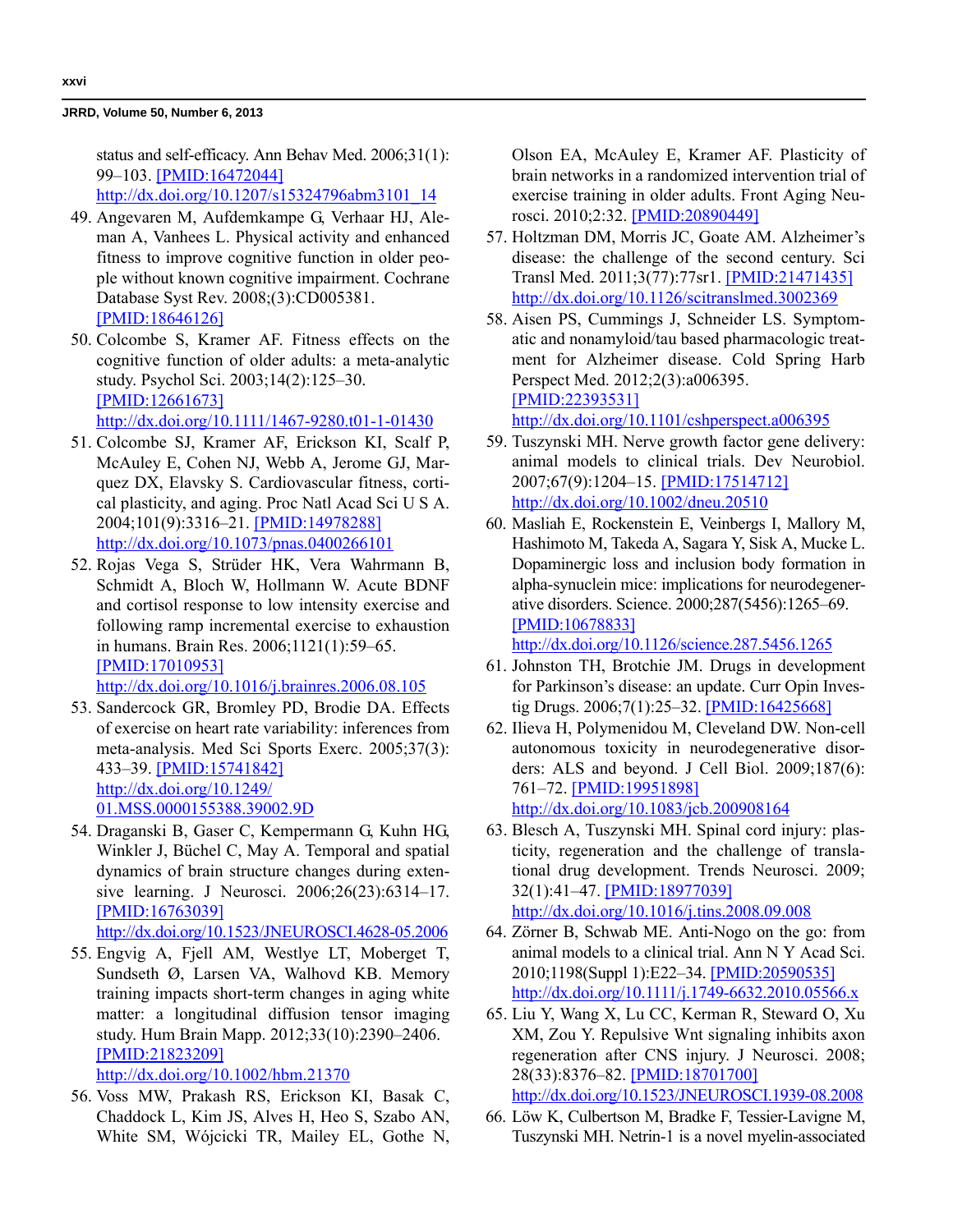status and self-efficacy. Ann Behav Med. 2006;31(1): 99–103. [PMID:16472044] http://dx.doi.org/10.1207/s15324796abm3101_14

49. Angevaren M, Aufdemkampe G, Verhaar HJ, Aleman A, Vanhees L. Physical activity and enhanced fitness to improve cognitive function in older people without known cognitive impairment. Cochrane Database Syst Rev. 2008;(3):CD005381. [PMID:18646126]

50. Colcombe S, Kramer AF. Fitness effects on the cognitive function of older adults: a meta-analytic study. Psychol Sci. 2003;14(2):125–30. [PMID:12661673] http://dx.doi.org/10.1111/1467-9280.t01-1-01430

51. Colcombe SJ, Kramer AF, Erickson KI, Scalf P, McAuley E, Cohen NJ, Webb A, Jerome GJ, Marquez DX, Elavsky S. Cardiovascular fitness, cortical plasticity, and aging. Proc Natl Acad Sci U S A. 2004;101(9):3316–21. [PMID:14978288] http://dx.doi.org/10.1073/pnas.0400266101

52. Rojas Vega S, Strüder HK, Vera Wahrmann B, Schmidt A, Bloch W, Hollmann W. Acute BDNF and cortisol response to low intensity exercise and following ramp incremental exercise to exhaustion in humans. Brain Res. 2006;1121(1):59–65. [PMID:17010953] http://dx.doi.org/10.1016/j.brainres.2006.08.105

53. Sandercock GR, Bromley PD, Brodie DA. Effects of exercise on heart rate variability: inferences from meta-analysis. Med Sci Sports Exerc. 2005;37(3): 433–39. [PMID:15741842] http://dx.doi.org/10.1249/01.MSS.0000155388.39002.9D

54. Draganski B, Gaser C, Kempermann G, Kuhn HG, Winkler J, Büchel C, May A. Temporal and spatial dynamics of brain structure changes during extensive learning. J Neurosci. 2006;26(23):6314–17. [PMID:16763039] http://dx.doi.org/10.1523/JNEUROSCI.4628-05.2006

55. Engvig A, Fjell AM, Westlye LT, Moberget T, Sundseth Ø, Larsen VA, Walhovd KB. Memory training impacts short-term changes in aging white matter: a longitudinal diffusion tensor imaging study. Hum Brain Mapp. 2012;33(10):2390–2406. [PMID:21823209] http://dx.doi.org/10.1002/hbm.21370

56. Voss MW, Prakash RS, Erickson KI, Basak C, Chaddock L, Kim JS, Alves H, Heo S, Szabo AN, White SM, Wójcicki TR, Mailey EL, Gothe N, Olson EA, McAuley E, Kramer AF. Plasticity of brain networks in a randomized intervention trial of exercise training in older adults. Front Aging Neurosci. 2010;2:32. [PMID:20890449]

57. Holtzman DM, Morris JC, Goate AM. Alzheimer's disease: the challenge of the second century. Sci Transl Med. 2011;3(77):77sr1. [PMID:21471435] http://dx.doi.org/10.1126/scitranslmed.3002369

58. Aisen PS, Cummings J, Schneider LS. Symptomatic and nonamyloid/tau based pharmacologic treatment for Alzheimer disease. Cold Spring Harb Perspect Med. 2012;2(3):a006395. [PMID:22393531] http://dx.doi.org/10.1101/cshperspect.a006395

59. Tuszynski MH. Nerve growth factor gene delivery: animal models to clinical trials. Dev Neurobiol. 2007;67(9):1204–15. [PMID:17514712] http://dx.doi.org/10.1002/dneu.20510

60. Masliah E, Rockenstein E, Veinbergs I, Mallory M, Hashimoto M, Takeda A, Sagara Y, Sisk A, Mucke L. Dopaminergic loss and inclusion body formation in alpha-synuclein mice: implications for neurodegenerative disorders. Science. 2000;287(5456):1265–69. [PMID:10678833] http://dx.doi.org/10.1126/science.287.5456.1265

61. Johnston TH, Brotchie JM. Drugs in development for Parkinson's disease: an update. Curr Opin Investig Drugs. 2006;7(1):25–32. [PMID:16425668]

62. Ilieva H, Polymenidou M, Cleveland DW. Non-cell autonomous toxicity in neurodegenerative disorders: ALS and beyond. J Cell Biol. 2009;187(6): 761–72. [PMID:19951898] http://dx.doi.org/10.1083/jcb.200908164

63. Blesch A, Tuszynski MH. Spinal cord injury: plasticity, regeneration and the challenge of translational drug development. Trends Neurosci. 2009; 32(1):41–47. [PMID:18977039] http://dx.doi.org/10.1016/j.tins.2008.09.008

64. Zörner B, Schwab ME. Anti-Nogo on the go: from animal models to a clinical trial. Ann N Y Acad Sci. 2010;1198(Suppl 1):E22–34. [PMID:20590535] http://dx.doi.org/10.1111/j.1749-6632.2010.05566.x

65. Liu Y, Wang X, Lu CC, Kerman R, Steward O, Xu XM, Zou Y. Repulsive Wnt signaling inhibits axon regeneration after CNS injury. J Neurosci. 2008; 28(33):8376–82. [PMID:18701700] http://dx.doi.org/10.1523/JNEUROSCI.1939-08.2008

66. Löw K, Culbertson M, Bradke F, Tessier-Lavigne M, Tuszynski MH. Netrin-1 is a novel myelin-associated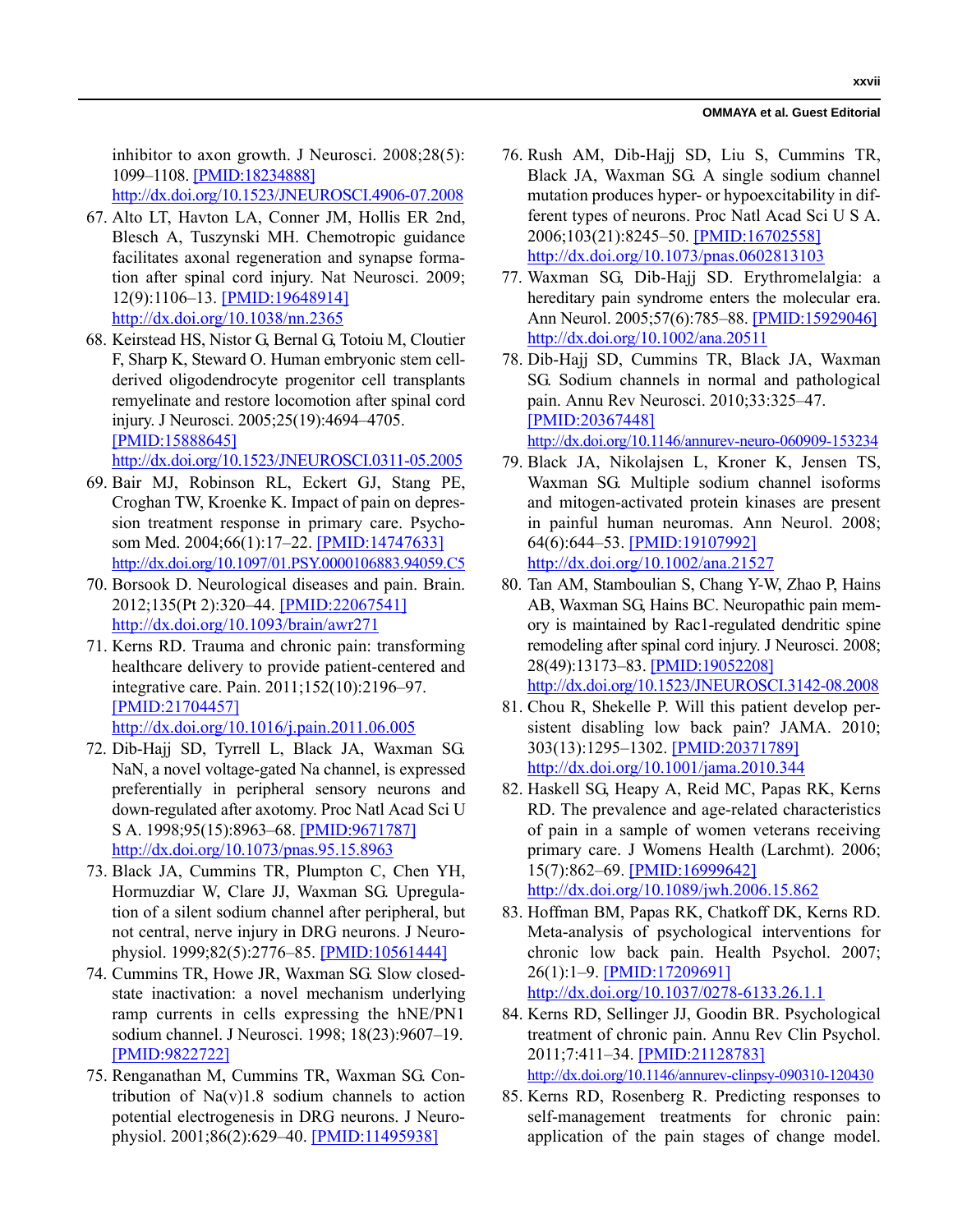inhibitor to axon growth. J Neurosci. 2008;28(5): 1099–1108. [PMID:18234888] http://dx.doi.org/10.1523/JNEUROSCI.4906-07.2008

67. Alto LT, Havton LA, Conner JM, Hollis ER 2nd, Blesch A, Tuszynski MH. Chemotropic guidance facilitates axonal regeneration and synapse formation after spinal cord injury. Nat Neurosci. 2009; 12(9):1106–13. [PMID:19648914] http://dx.doi.org/10.1038/nn.2365
68. Keirstead HS, Nistor G, Bernal G, Totoiu M, Cloutier F, Sharp K, Steward O. Human embryonic stem cell-derived oligodendrocyte progenitor cell transplants remyelinate and restore locomotion after spinal cord injury. J Neurosci. 2005;25(19):4694–4705. [PMID:15888645] http://dx.doi.org/10.1523/JNEUROSCI.0311-05.2005
69. Bair MJ, Robinson RL, Eckert GJ, Stang PE, Croghan TW, Kroenke K. Impact of pain on depression treatment response in primary care. Psychosom Med. 2004;66(1):17–22. [PMID:14747633] http://dx.doi.org/10.1097/01.PSY.0000106883.94059.C5
70. Borsook D. Neurological diseases and pain. Brain. 2012;135(Pt 2):320–44. [PMID:22067541] http://dx.doi.org/10.1093/brain/awr271
71. Kerns RD. Trauma and chronic pain: transforming healthcare delivery to provide patient-centered and integrative care. Pain. 2011;152(10):2196–97. [PMID:21704457] http://dx.doi.org/10.1016/j.pain.2011.06.005
72. Dib-Hajj SD, Tyrrell L, Black JA, Waxman SG. NaN, a novel voltage-gated Na channel, is expressed preferentially in peripheral sensory neurons and down-regulated after axotomy. Proc Natl Acad Sci U S A. 1998;95(15):8963–68. [PMID:9671787] http://dx.doi.org/10.1073/pnas.95.15.8963
73. Black JA, Cummins TR, Plumpton C, Chen YH, Hormuzdiar W, Clare JJ, Waxman SG. Upregulation of a silent sodium channel after peripheral, but not central, nerve injury in DRG neurons. J Neurophysiol. 1999;82(5):2776–85. [PMID:10561444]
74. Cummins TR, Howe JR, Waxman SG. Slow closed-state inactivation: a novel mechanism underlying ramp currents in cells expressing the hNE/PN1 sodium channel. J Neurosci. 1998; 18(23):9607–19. [PMID:9822722]
75. Renganathan M, Cummins TR, Waxman SG. Contribution of Na(v)1.8 sodium channels to action potential electrogenesis in DRG neurons. J Neurophysiol. 2001;86(2):629–40. [PMID:11495938]
76. Rush AM, Dib-Hajj SD, Liu S, Cummins TR, Black JA, Waxman SG. A single sodium channel mutation produces hyper- or hypoexcitability in different types of neurons. Proc Natl Acad Sci U S A. 2006;103(21):8245–50. [PMID:16702558] http://dx.doi.org/10.1073/pnas.0602813103
77. Waxman SG, Dib-Hajj SD. Erythromelalgia: a hereditary pain syndrome enters the molecular era. Ann Neurol. 2005;57(6):785–88. [PMID:15929046] http://dx.doi.org/10.1002/ana.20511
78. Dib-Hajj SD, Cummins TR, Black JA, Waxman SG. Sodium channels in normal and pathological pain. Annu Rev Neurosci. 2010;33:325–47. [PMID:20367448] http://dx.doi.org/10.1146/annurev-neuro-060909-153234
79. Black JA, Nikolajsen L, Kroner K, Jensen TS, Waxman SG. Multiple sodium channel isoforms and mitogen-activated protein kinases are present in painful human neuromas. Ann Neurol. 2008; 64(6):644–53. [PMID:19107992] http://dx.doi.org/10.1002/ana.21527
80. Tan AM, Stamboulian S, Chang Y-W, Zhao P, Hains AB, Waxman SG, Hains BC. Neuropathic pain memory is maintained by Rac1-regulated dendritic spine remodeling after spinal cord injury. J Neurosci. 2008; 28(49):13173–83. [PMID:19052208] http://dx.doi.org/10.1523/JNEUROSCI.3142-08.2008
81. Chou R, Shekelle P. Will this patient develop persistent disabling low back pain? JAMA. 2010; 303(13):1295–1302. [PMID:20371789] http://dx.doi.org/10.1001/jama.2010.344
82. Haskell SG, Heapy A, Reid MC, Papas RK, Kerns RD. The prevalence and age-related characteristics of pain in a sample of women veterans receiving primary care. J Womens Health (Larchmt). 2006; 15(7):862–69. [PMID:16999642] http://dx.doi.org/10.1089/jwh.2006.15.862
83. Hoffman BM, Papas RK, Chatkoff DK, Kerns RD. Meta-analysis of psychological interventions for chronic low back pain. Health Psychol. 2007; 26(1):1–9. [PMID:17209691] http://dx.doi.org/10.1037/0278-6133.26.1.1
84. Kerns RD, Sellinger JJ, Goodin BR. Psychological treatment of chronic pain. Annu Rev Clin Psychol. 2011;7:411–34. [PMID:21128783] http://dx.doi.org/10.1146/annurev-clinpsy-090310-120430
85. Kerns RD, Rosenberg R. Predicting responses to self-management treatments for chronic pain: application of the pain stages of change model.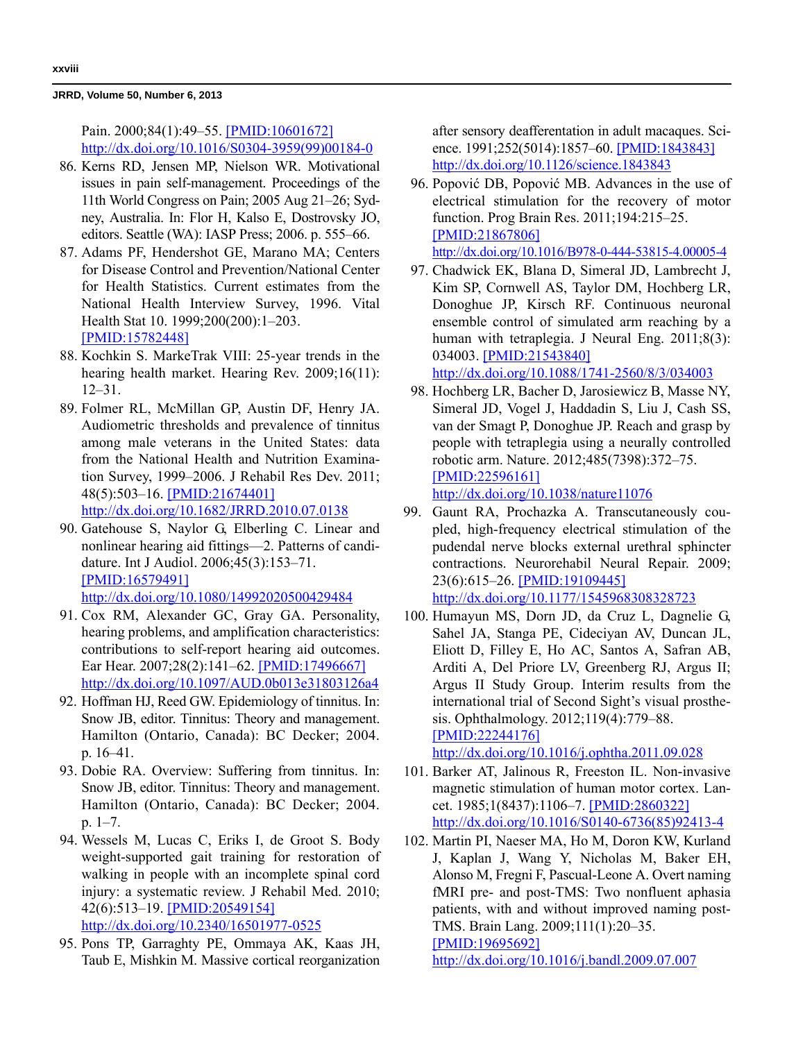Pain. 2000;84(1):49–55. [PMID:10601672] http://dx.doi.org/10.1016/S0304-3959(99)00184-0

86. Kerns RD, Jensen MP, Nielson WR. Motivational issues in pain self-management. Proceedings of the 11th World Congress on Pain; 2005 Aug 21–26; Sydney, Australia. In: Flor H, Kalso E, Dostrovsky JO, editors. Seattle (WA): IASP Press; 2006. p. 555–66.
87. Adams PF, Hendershot GE, Marano MA; Centers for Disease Control and Prevention/National Center for Health Statistics. Current estimates from the National Health Interview Survey, 1996. Vital Health Stat 10. 1999;200(200):1–203. [PMID:15782448]
88. Kochkin S. MarkeTrak VIII: 25-year trends in the hearing health market. Hearing Rev. 2009;16(11): 12–31.
89. Folmer RL, McMillan GP, Austin DF, Henry JA. Audiometric thresholds and prevalence of tinnitus among male veterans in the United States: data from the National Health and Nutrition Examination Survey, 1999–2006. J Rehabil Res Dev. 2011; 48(5):503–16. [PMID:21674401] http://dx.doi.org/10.1682/JRRD.2010.07.0138
90. Gatehouse S, Naylor G, Elberling C. Linear and nonlinear hearing aid fittings—2. Patterns of candidature. Int J Audiol. 2006;45(3):153–71. [PMID:16579491] http://dx.doi.org/10.1080/14992020500429484
91. Cox RM, Alexander GC, Gray GA. Personality, hearing problems, and amplification characteristics: contributions to self-report hearing aid outcomes. Ear Hear. 2007;28(2):141–62. [PMID:17496667] http://dx.doi.org/10.1097/AUD.0b013e31803126a4
92. Hoffman HJ, Reed GW. Epidemiology of tinnitus. In: Snow JB, editor. Tinnitus: Theory and management. Hamilton (Ontario, Canada): BC Decker; 2004. p. 16–41.
93. Dobie RA. Overview: Suffering from tinnitus. In: Snow JB, editor. Tinnitus: Theory and management. Hamilton (Ontario, Canada): BC Decker; 2004. p. 1–7.
94. Wessels M, Lucas C, Eriks I, de Groot S. Body weight-supported gait training for restoration of walking in people with an incomplete spinal cord injury: a systematic review. J Rehabil Med. 2010; 42(6):513–19. [PMID:20549154] http://dx.doi.org/10.2340/16501977-0525
95. Pons TP, Garraghty PE, Ommaya AK, Kaas JH, Taub E, Mishkin M. Massive cortical reorganization after sensory deafferentation in adult macaques. Science. 1991;252(5014):1857–60. [PMID:1843843] http://dx.doi.org/10.1126/science.1843843
96. Popović DB, Popović MB. Advances in the use of electrical stimulation for the recovery of motor function. Prog Brain Res. 2011;194:215–25. [PMID:21867806] http://dx.doi.org/10.1016/B978-0-444-53815-4.00005-4
97. Chadwick EK, Blana D, Simeral JD, Lambrecht J, Kim SP, Cornwell AS, Taylor DM, Hochberg LR, Donoghue JP, Kirsch RF. Continuous neuronal ensemble control of simulated arm reaching by a human with tetraplegia. J Neural Eng. 2011;8(3): 034003. [PMID:21543840] http://dx.doi.org/10.1088/1741-2560/8/3/034003
98. Hochberg LR, Bacher D, Jarosiewicz B, Masse NY, Simeral JD, Vogel J, Haddadin S, Liu J, Cash SS, van der Smagt P, Donoghue JP. Reach and grasp by people with tetraplegia using a neurally controlled robotic arm. Nature. 2012;485(7398):372–75. [PMID:22596161] http://dx.doi.org/10.1038/nature11076
99. Gaunt RA, Prochazka A. Transcutaneously coupled, high-frequency electrical stimulation of the pudendal nerve blocks external urethral sphincter contractions. Neurorehabil Neural Repair. 2009; 23(6):615–26. [PMID:19109445] http://dx.doi.org/10.1177/1545968308328723
100. Humayun MS, Dorn JD, da Cruz L, Dagnelie G, Sahel JA, Stanga PE, Cideciyan AV, Duncan JL, Eliott D, Filley E, Ho AC, Santos A, Safran AB, Arditi A, Del Priore LV, Greenberg RJ, Argus II; Argus II Study Group. Interim results from the international trial of Second Sight's visual prosthesis. Ophthalmology. 2012;119(4):779–88. [PMID:22244176] http://dx.doi.org/10.1016/j.ophtha.2011.09.028
101. Barker AT, Jalinous R, Freeston IL. Non-invasive magnetic stimulation of human motor cortex. Lancet. 1985;1(8437):1106–7. [PMID:2860322] http://dx.doi.org/10.1016/S0140-6736(85)92413-4
102. Martin PI, Naeser MA, Ho M, Doron KW, Kurland J, Kaplan J, Wang Y, Nicholas M, Baker EH, Alonso M, Fregni F, Pascual-Leone A. Overt naming fMRI pre- and post-TMS: Two nonfluent aphasia patients, with and without improved naming post-TMS. Brain Lang. 2009;111(1):20–35. [PMID:19695692] http://dx.doi.org/10.1016/j.bandl.2009.07.007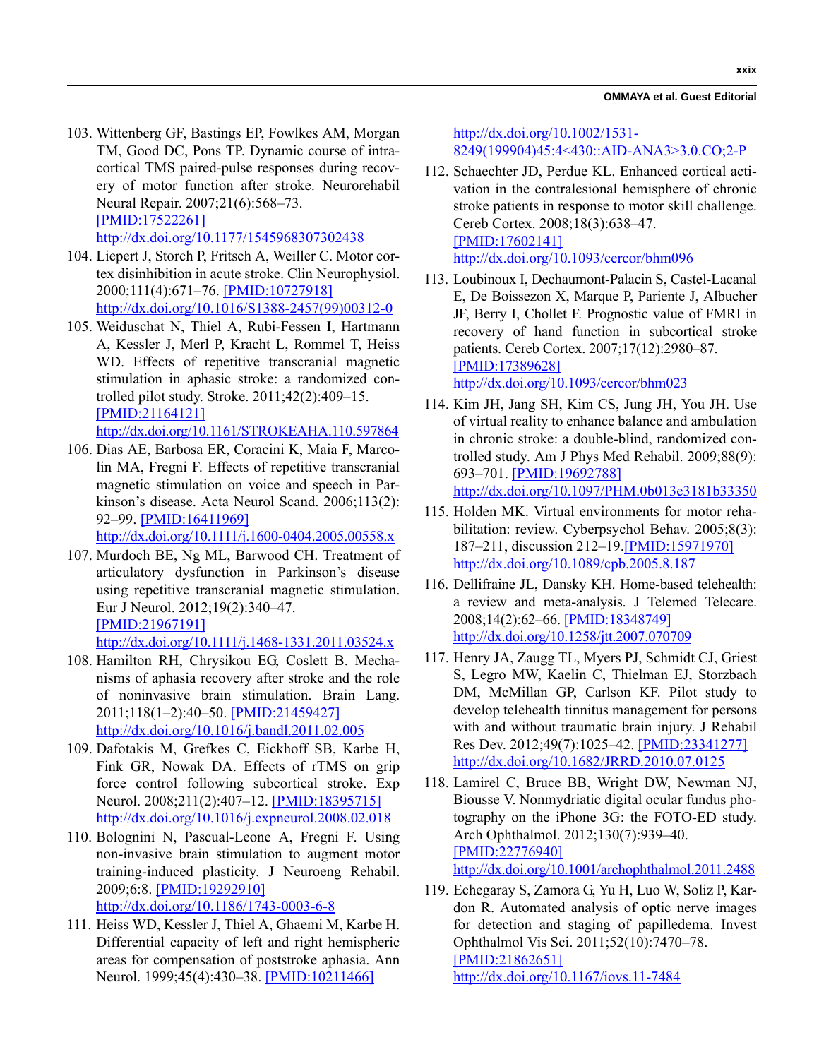103. Wittenberg GF, Bastings EP, Fowlkes AM, Morgan TM, Good DC, Pons TP. Dynamic course of intracortical TMS paired-pulse responses during recovery of motor function after stroke. Neurorehabil Neural Repair. 2007;21(6):568–73. [PMID:17522261] http://dx.doi.org/10.1177/1545968307302438

104. Liepert J, Storch P, Fritsch A, Weiller C. Motor cortex disinhibition in acute stroke. Clin Neurophysiol. 2000;111(4):671–76. [PMID:10727918] http://dx.doi.org/10.1016/S1388-2457(99)00312-0

105. Weiduschat N, Thiel A, Rubi-Fessen I, Hartmann A, Kessler J, Merl P, Kracht L, Rommel T, Heiss WD. Effects of repetitive transcranial magnetic stimulation in aphasic stroke: a randomized controlled pilot study. Stroke. 2011;42(2):409–15. [PMID:21164121] http://dx.doi.org/10.1161/STROKEAHA.110.597864

106. Dias AE, Barbosa ER, Coracini K, Maia F, Marcolin MA, Fregni F. Effects of repetitive transcranial magnetic stimulation on voice and speech in Parkinson's disease. Acta Neurol Scand. 2006;113(2): 92–99. [PMID:16411969] http://dx.doi.org/10.1111/j.1600-0404.2005.00558.x

107. Murdoch BE, Ng ML, Barwood CH. Treatment of articulatory dysfunction in Parkinson's disease using repetitive transcranial magnetic stimulation. Eur J Neurol. 2012;19(2):340–47. [PMID:21967191] http://dx.doi.org/10.1111/j.1468-1331.2011.03524.x

108. Hamilton RH, Chrysikou EG, Coslett B. Mechanisms of aphasia recovery after stroke and the role of noninvasive brain stimulation. Brain Lang. 2011;118(1–2):40–50. [PMID:21459427] http://dx.doi.org/10.1016/j.bandl.2011.02.005

109. Dafotakis M, Grefkes C, Eickhoff SB, Karbe H, Fink GR, Nowak DA. Effects of rTMS on grip force control following subcortical stroke. Exp Neurol. 2008;211(2):407–12. [PMID:18395715] http://dx.doi.org/10.1016/j.expneurol.2008.02.018

110. Bolognini N, Pascual-Leone A, Fregni F. Using non-invasive brain stimulation to augment motor training-induced plasticity. J Neuroeng Rehabil. 2009;6:8. [PMID:19292910] http://dx.doi.org/10.1186/1743-0003-6-8

111. Heiss WD, Kessler J, Thiel A, Ghaemi M, Karbe H. Differential capacity of left and right hemispheric areas for compensation of poststroke aphasia. Ann Neurol. 1999;45(4):430–38. [PMID:10211466] http://dx.doi.org/10.1002/1531-8249(199904)45:4<430::AID-ANA3>3.0.CO;2-P

112. Schaechter JD, Perdue KL. Enhanced cortical activation in the contralesional hemisphere of chronic stroke patients in response to motor skill challenge. Cereb Cortex. 2008;18(3):638–47. [PMID:17602141] http://dx.doi.org/10.1093/cercor/bhm096

113. Loubinoux I, Dechaumont-Palacin S, Castel-Lacanal E, De Boissezon X, Marque P, Pariente J, Albucher JF, Berry I, Chollet F. Prognostic value of FMRI in recovery of hand function in subcortical stroke patients. Cereb Cortex. 2007;17(12):2980–87. [PMID:17389628] http://dx.doi.org/10.1093/cercor/bhm023

114. Kim JH, Jang SH, Kim CS, Jung JH, You JH. Use of virtual reality to enhance balance and ambulation in chronic stroke: a double-blind, randomized controlled study. Am J Phys Med Rehabil. 2009;88(9): 693–701. [PMID:19692788] http://dx.doi.org/10.1097/PHM.0b013e3181b33350

115. Holden MK. Virtual environments for motor rehabilitation: review. Cyberpsychol Behav. 2005;8(3): 187–211, discussion 212–19.[PMID:15971970] http://dx.doi.org/10.1089/cpb.2005.8.187

116. Dellifraine JL, Dansky KH. Home-based telehealth: a review and meta-analysis. J Telemed Telecare. 2008;14(2):62–66. [PMID:18348749] http://dx.doi.org/10.1258/jtt.2007.070709

117. Henry JA, Zaugg TL, Myers PJ, Schmidt CJ, Griest S, Legro MW, Kaelin C, Thielman EJ, Storzbach DM, McMillan GP, Carlson KF. Pilot study to develop telehealth tinnitus management for persons with and without traumatic brain injury. J Rehabil Res Dev. 2012;49(7):1025–42. [PMID:23341277] http://dx.doi.org/10.1682/JRRD.2010.07.0125

118. Lamirel C, Bruce BB, Wright DW, Newman NJ, Biousse V. Nonmydriatic digital ocular fundus photography on the iPhone 3G: the FOTO-ED study. Arch Ophthalmol. 2012;130(7):939–40. [PMID:22776940] http://dx.doi.org/10.1001/archophthalmol.2011.2488

119. Echegaray S, Zamora G, Yu H, Luo W, Soliz P, Kardon R. Automated analysis of optic nerve images for detection and staging of papilledema. Invest Ophthalmol Vis Sci. 2011;52(10):7470–78. [PMID:21862651] http://dx.doi.org/10.1167/iovs.11-7484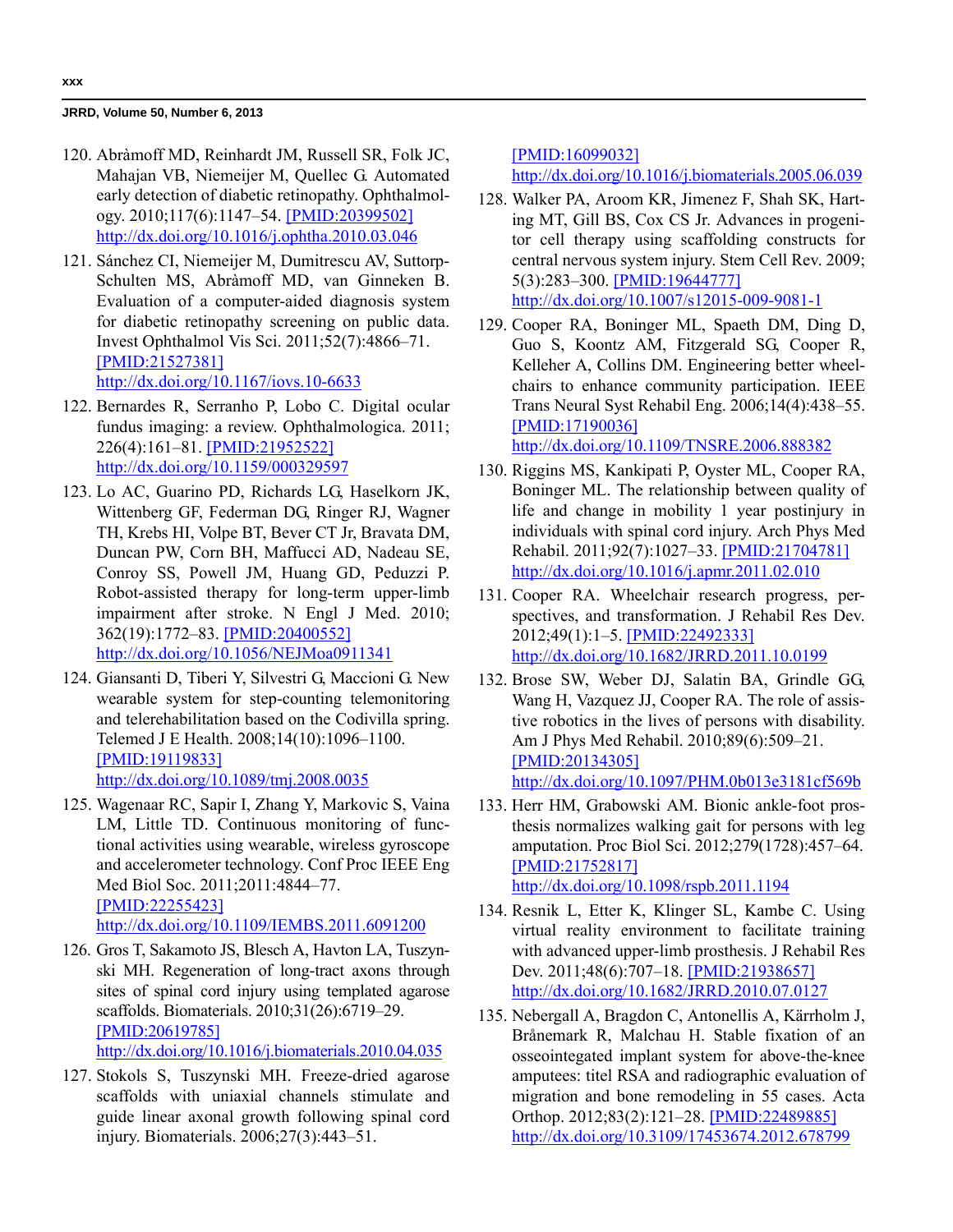120. Abràmoff MD, Reinhardt JM, Russell SR, Folk JC, Mahajan VB, Niemeijer M, Quellec G. Automated early detection of diabetic retinopathy. Ophthalmology. 2010;117(6):1147–54. [PMID:20399502] http://dx.doi.org/10.1016/j.ophtha.2010.03.046

121. Sánchez CI, Niemeijer M, Dumitrescu AV, Suttorp-Schulten MS, Abràmoff MD, van Ginneken B. Evaluation of a computer-aided diagnosis system for diabetic retinopathy screening on public data. Invest Ophthalmol Vis Sci. 2011;52(7):4866–71. [PMID:21527381] http://dx.doi.org/10.1167/iovs.10-6633

122. Bernardes R, Serranho P, Lobo C. Digital ocular fundus imaging: a review. Ophthalmologica. 2011; 226(4):161–81. [PMID:21952522] http://dx.doi.org/10.1159/000329597

123. Lo AC, Guarino PD, Richards LG, Haselkorn JK, Wittenberg GF, Federman DG, Ringer RJ, Wagner TH, Krebs HI, Volpe BT, Bever CT Jr, Bravata DM, Duncan PW, Corn BH, Maffucci AD, Nadeau SE, Conroy SS, Powell JM, Huang GD, Peduzzi P. Robot-assisted therapy for long-term upper-limb impairment after stroke. N Engl J Med. 2010; 362(19):1772–83. [PMID:20400552] http://dx.doi.org/10.1056/NEJMoa0911341

124. Giansanti D, Tiberi Y, Silvestri G, Maccioni G. New wearable system for step-counting telemonitoring and telerehabilitation based on the Codivilla spring. Telemed J E Health. 2008;14(10):1096–1100. [PMID:19119833] http://dx.doi.org/10.1089/tmj.2008.0035

125. Wagenaar RC, Sapir I, Zhang Y, Markovic S, Vaina LM, Little TD. Continuous monitoring of functional activities using wearable, wireless gyroscope and accelerometer technology. Conf Proc IEEE Eng Med Biol Soc. 2011;2011:4844–77. [PMID:22255423] http://dx.doi.org/10.1109/IEMBS.2011.6091200

126. Gros T, Sakamoto JS, Blesch A, Havton LA, Tuszynski MH. Regeneration of long-tract axons through sites of spinal cord injury using templated agarose scaffolds. Biomaterials. 2010;31(26):6719–29. [PMID:20619785] http://dx.doi.org/10.1016/j.biomaterials.2010.04.035

127. Stokols S, Tuszynski MH. Freeze-dried agarose scaffolds with uniaxial channels stimulate and guide linear axonal growth following spinal cord injury. Biomaterials. 2006;27(3):443–51. [PMID:16099032] http://dx.doi.org/10.1016/j.biomaterials.2005.06.039

128. Walker PA, Aroom KR, Jimenez F, Shah SK, Harting MT, Gill BS, Cox CS Jr. Advances in progenitor cell therapy using scaffolding constructs for central nervous system injury. Stem Cell Rev. 2009; 5(3):283–300. [PMID:19644777] http://dx.doi.org/10.1007/s12015-009-9081-1

129. Cooper RA, Boninger ML, Spaeth DM, Ding D, Guo S, Koontz AM, Fitzgerald SG, Cooper R, Kelleher A, Collins DM. Engineering better wheelchairs to enhance community participation. IEEE Trans Neural Syst Rehabil Eng. 2006;14(4):438–55. [PMID:17190036] http://dx.doi.org/10.1109/TNSRE.2006.888382

130. Riggins MS, Kankipati P, Oyster ML, Cooper RA, Boninger ML. The relationship between quality of life and change in mobility 1 year postinjury in individuals with spinal cord injury. Arch Phys Med Rehabil. 2011;92(7):1027–33. [PMID:21704781] http://dx.doi.org/10.1016/j.apmr.2011.02.010

131. Cooper RA. Wheelchair research progress, perspectives, and transformation. J Rehabil Res Dev. 2012;49(1):1–5. [PMID:22492333] http://dx.doi.org/10.1682/JRRD.2011.10.0199

132. Brose SW, Weber DJ, Salatin BA, Grindle GG, Wang H, Vazquez JJ, Cooper RA. The role of assistive robotics in the lives of persons with disability. Am J Phys Med Rehabil. 2010;89(6):509–21. [PMID:20134305] http://dx.doi.org/10.1097/PHM.0b013e3181cf569b

133. Herr HM, Grabowski AM. Bionic ankle-foot prosthesis normalizes walking gait for persons with leg amputation. Proc Biol Sci. 2012;279(1728):457–64. [PMID:21752817] http://dx.doi.org/10.1098/rspb.2011.1194

134. Resnik L, Etter K, Klinger SL, Kambe C. Using virtual reality environment to facilitate training with advanced upper-limb prosthesis. J Rehabil Res Dev. 2011;48(6):707–18. [PMID:21938657] http://dx.doi.org/10.1682/JRRD.2010.07.0127

135. Nebergall A, Bragdon C, Antonellis A, Kärrholm J, Brånemark R, Malchau H. Stable fixation of an osseointegated implant system for above-the-knee amputees: titel RSA and radiographic evaluation of migration and bone remodeling in 55 cases. Acta Orthop. 2012;83(2):121–28. [PMID:22489885] http://dx.doi.org/10.3109/17453674.2012.678799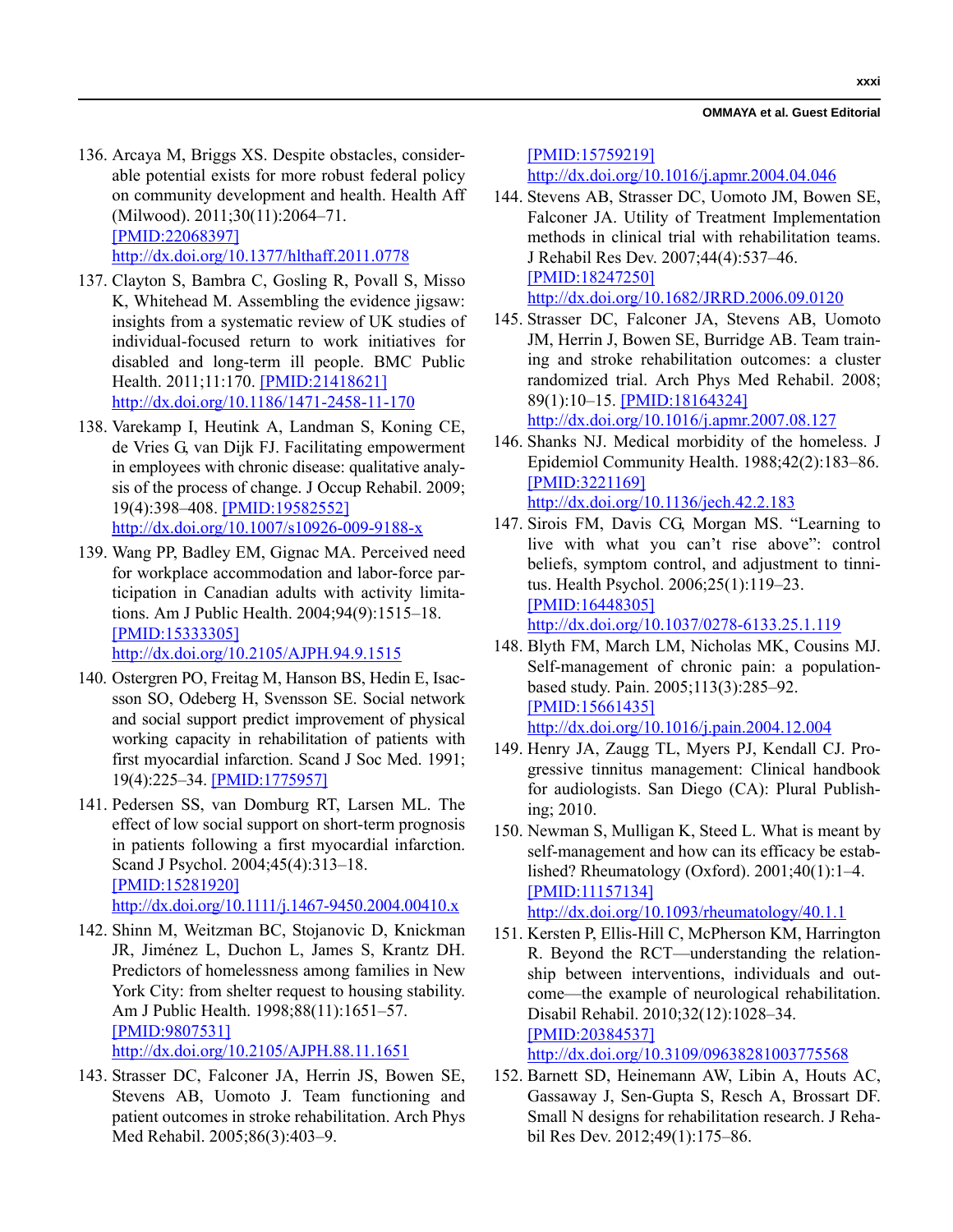136. Arcaya M, Briggs XS. Despite obstacles, considerable potential exists for more robust federal policy on community development and health. Health Aff (Milwood). 2011;30(11):2064–71. [PMID:22068397] http://dx.doi.org/10.1377/hlthaff.2011.0778

137. Clayton S, Bambra C, Gosling R, Povall S, Misso K, Whitehead M. Assembling the evidence jigsaw: insights from a systematic review of UK studies of individual-focused return to work initiatives for disabled and long-term ill people. BMC Public Health. 2011;11:170. [PMID:21418621] http://dx.doi.org/10.1186/1471-2458-11-170

138. Varekamp I, Heutink A, Landman S, Koning CE, de Vries G, van Dijk FJ. Facilitating empowerment in employees with chronic disease: qualitative analysis of the process of change. J Occup Rehabil. 2009; 19(4):398–408. [PMID:19582552] http://dx.doi.org/10.1007/s10926-009-9188-x

139. Wang PP, Badley EM, Gignac MA. Perceived need for workplace accommodation and labor-force participation in Canadian adults with activity limitations. Am J Public Health. 2004;94(9):1515–18. [PMID:15333305] http://dx.doi.org/10.2105/AJPH.94.9.1515

140. Ostergren PO, Freitag M, Hanson BS, Hedin E, Isacsson SO, Odeberg H, Svensson SE. Social network and social support predict improvement of physical working capacity in rehabilitation of patients with first myocardial infarction. Scand J Soc Med. 1991; 19(4):225–34. [PMID:1775957]

141. Pedersen SS, van Domburg RT, Larsen ML. The effect of low social support on short-term prognosis in patients following a first myocardial infarction. Scand J Psychol. 2004;45(4):313–18. [PMID:15281920] http://dx.doi.org/10.1111/j.1467-9450.2004.00410.x

142. Shinn M, Weitzman BC, Stojanovic D, Knickman JR, Jiménez L, Duchon L, James S, Krantz DH. Predictors of homelessness among families in New York City: from shelter request to housing stability. Am J Public Health. 1998;88(11):1651–57. [PMID:9807531] http://dx.doi.org/10.2105/AJPH.88.11.1651

143. Strasser DC, Falconer JA, Herrin JS, Bowen SE, Stevens AB, Uomoto J. Team functioning and patient outcomes in stroke rehabilitation. Arch Phys Med Rehabil. 2005;86(3):403–9. [PMID:15759219] http://dx.doi.org/10.1016/j.apmr.2004.04.046

144. Stevens AB, Strasser DC, Uomoto JM, Bowen SE, Falconer JA. Utility of Treatment Implementation methods in clinical trial with rehabilitation teams. J Rehabil Res Dev. 2007;44(4):537–46. [PMID:18247250] http://dx.doi.org/10.1682/JRRD.2006.09.0120

145. Strasser DC, Falconer JA, Stevens AB, Uomoto JM, Herrin J, Bowen SE, Burridge AB. Team training and stroke rehabilitation outcomes: a cluster randomized trial. Arch Phys Med Rehabil. 2008; 89(1):10–15. [PMID:18164324] http://dx.doi.org/10.1016/j.apmr.2007.08.127

146. Shanks NJ. Medical morbidity of the homeless. J Epidemiol Community Health. 1988;42(2):183–86. [PMID:3221169] http://dx.doi.org/10.1136/jech.42.2.183

147. Sirois FM, Davis CG, Morgan MS. "Learning to live with what you can't rise above": control beliefs, symptom control, and adjustment to tinnitus. Health Psychol. 2006;25(1):119–23. [PMID:16448305] http://dx.doi.org/10.1037/0278-6133.25.1.119

148. Blyth FM, March LM, Nicholas MK, Cousins MJ. Self-management of chronic pain: a population-based study. Pain. 2005;113(3):285–92. [PMID:15661435] http://dx.doi.org/10.1016/j.pain.2004.12.004

149. Henry JA, Zaugg TL, Myers PJ, Kendall CJ. Progressive tinnitus management: Clinical handbook for audiologists. San Diego (CA): Plural Publishing; 2010.

150. Newman S, Mulligan K, Steed L. What is meant by self-management and how can its efficacy be established? Rheumatology (Oxford). 2001;40(1):1–4. [PMID:11157134] http://dx.doi.org/10.1093/rheumatology/40.1.1

151. Kersten P, Ellis-Hill C, McPherson KM, Harrington R. Beyond the RCT—understanding the relationship between interventions, individuals and outcome—the example of neurological rehabilitation. Disabil Rehabil. 2010;32(12):1028–34. [PMID:20384537] http://dx.doi.org/10.3109/09638281003775568

152. Barnett SD, Heinemann AW, Libin A, Houts AC, Gassaway J, Sen-Gupta S, Resch A, Brossart DF. Small N designs for rehabilitation research. J Rehabil Res Dev. 2012;49(1):175–86.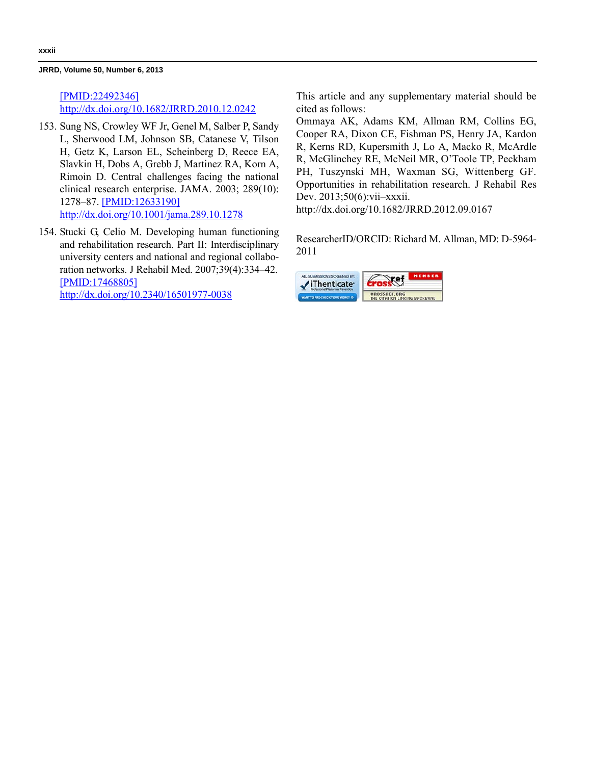[PMID:22492346]
http://dx.doi.org/10.1682/JRRD.2010.12.0242

153. Sung NS, Crowley WF Jr, Genel M, Salber P, Sandy L, Sherwood LM, Johnson SB, Catanese V, Tilson H, Getz K, Larson EL, Scheinberg D, Reece EA, Slavkin H, Dobs A, Grebb J, Martinez RA, Korn A, Rimoin D. Central challenges facing the national clinical research enterprise. JAMA. 2003; 289(10): 1278–87. [PMID:12633190]
http://dx.doi.org/10.1001/jama.289.10.1278

154. Stucki G, Celio M. Developing human functioning and rehabilitation research. Part II: Interdisciplinary university centers and national and regional collaboration networks. J Rehabil Med. 2007;39(4):334–42. [PMID:17468805]
http://dx.doi.org/10.2340/16501977-0038

This article and any supplementary material should be cited as follows:
Ommaya AK, Adams KM, Allman RM, Collins EG, Cooper RA, Dixon CE, Fishman PS, Henry JA, Kardon R, Kerns RD, Kupersmith J, Lo A, Macko R, McArdle R, McGlinchey RE, McNeil MR, O'Toole TP, Peckham PH, Tuszynski MH, Waxman SG, Wittenberg GF. Opportunities in rehabilitation research. J Rehabil Res Dev. 2013;50(6):vii–xxxii.
http://dx.doi.org/10.1682/JRRD.2012.09.0167

ResearcherID/ORCID: Richard M. Allman, MD: D-5964-2011